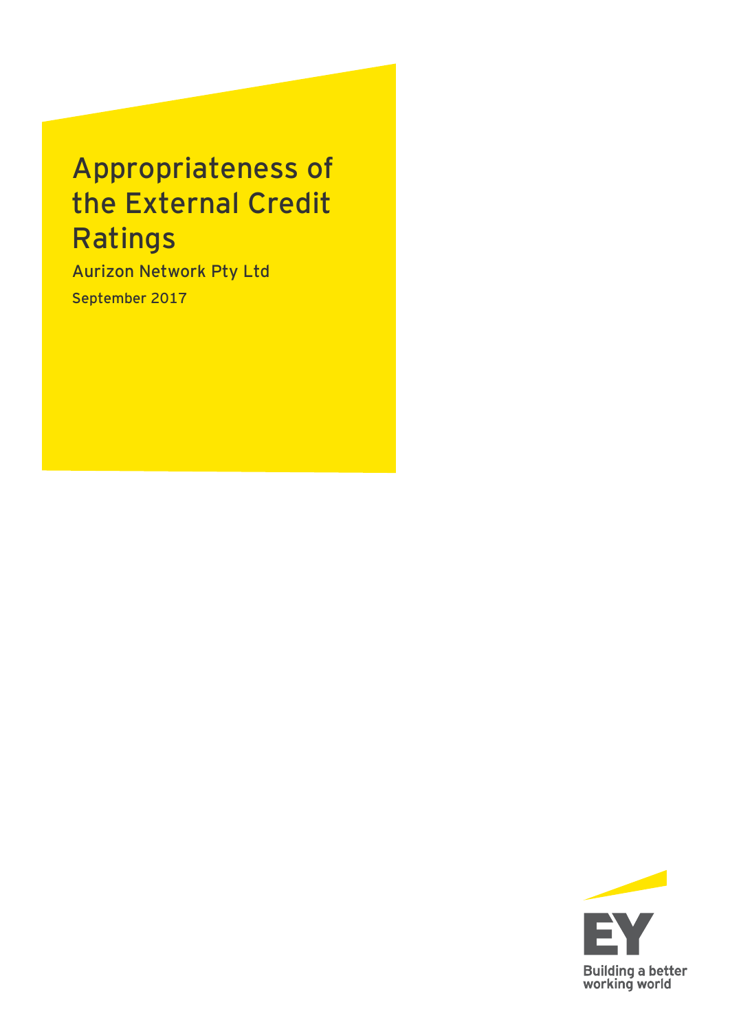# Appropriateness of the External Credit Ratings

Aurizon Network Pty Ltd

September 2017

Building a better working world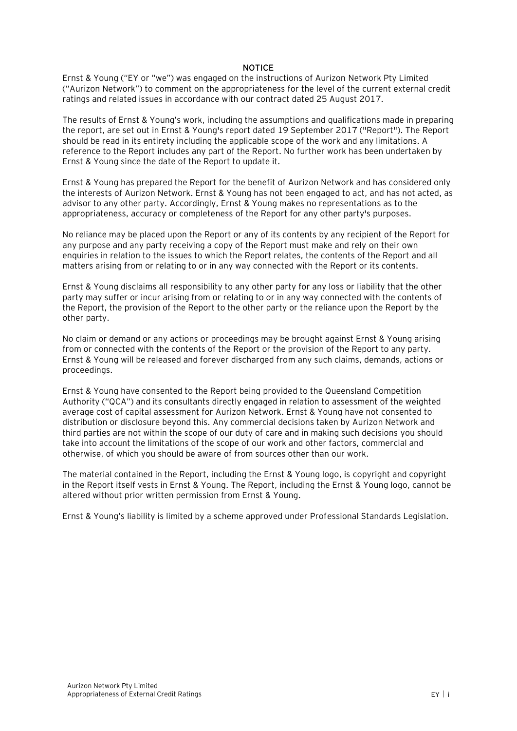## NOTICE

Ernst & Young ("EY or "we") was engaged on the instructions of Aurizon Network Pty Limited ("Aurizon Network") to comment on the appropriateness for the level of the current external credit ratings and related issues in accordance with our contract dated 25 August 2017.

The results of Ernst & Young's work, including the assumptions and qualifications made in preparing the report, are set out in Ernst & Young's report dated 19 September 2017 ("Report"). The Report should be read in its entirety including the applicable scope of the work and any limitations. A reference to the Report includes any part of the Report. No further work has been undertaken by Ernst & Young since the date of the Report to update it.

Ernst & Young has prepared the Report for the benefit of Aurizon Network and has considered only the interests of Aurizon Network. Ernst & Young has not been engaged to act, and has not acted, as advisor to any other party. Accordingly, Ernst & Young makes no representations as to the appropriateness, accuracy or completeness of the Report for any other party's purposes.

No reliance may be placed upon the Report or any of its contents by any recipient of the Report for any purpose and any party receiving a copy of the Report must make and rely on their own enquiries in relation to the issues to which the Report relates, the contents of the Report and all matters arising from or relating to or in any way connected with the Report or its contents.

Ernst & Young disclaims all responsibility to any other party for any loss or liability that the other party may suffer or incur arising from or relating to or in any way connected with the contents of the Report, the provision of the Report to the other party or the reliance upon the Report by the other party.

No claim or demand or any actions or proceedings may be brought against Ernst & Young arising from or connected with the contents of the Report or the provision of the Report to any party. Ernst & Young will be released and forever discharged from any such claims, demands, actions or proceedings.

Ernst & Young have consented to the Report being provided to the Queensland Competition Authority ("QCA") and its consultants directly engaged in relation to assessment of the weighted average cost of capital assessment for Aurizon Network. Ernst & Young have not consented to distribution or disclosure beyond this. Any commercial decisions taken by Aurizon Network and third parties are not within the scope of our duty of care and in making such decisions you should take into account the limitations of the scope of our work and other factors, commercial and otherwise, of which you should be aware of from sources other than our work.

The material contained in the Report, including the Ernst & Young logo, is copyright and copyright in the Report itself vests in Ernst & Young. The Report, including the Ernst & Young logo, cannot be altered without prior written permission from Ernst & Young.

Ernst & Young's liability is limited by a scheme approved under Professional Standards Legislation.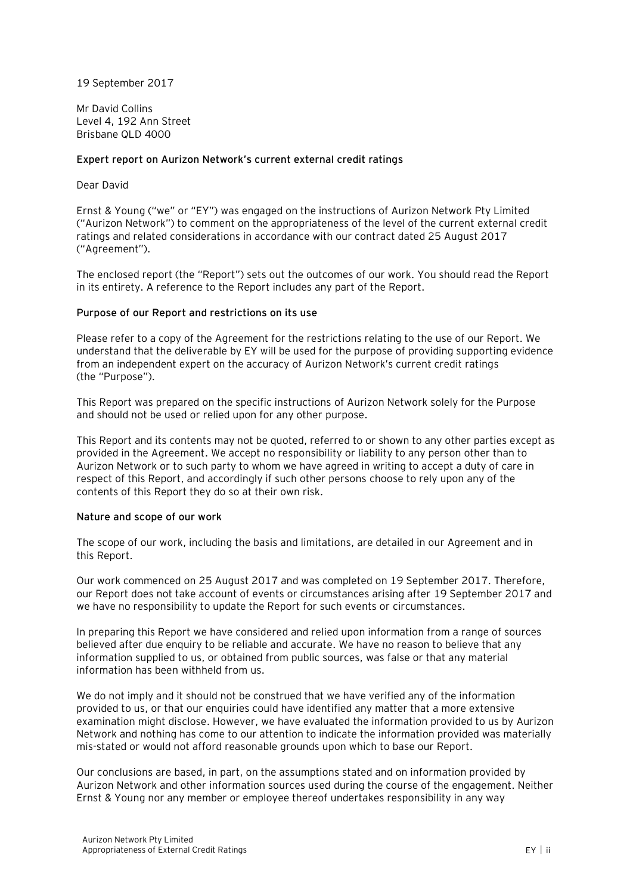19 September 2017

Mr David Collins
Level 4, 192 Ann Street
Brisbane QLD 4000

**Expert report on Aurizon Network's current external credit ratings**

Dear David

Ernst & Young ("we" or "EY") was engaged on the instructions of Aurizon Network Pty Limited ("Aurizon Network") to comment on the appropriateness of the level of the current external credit ratings and related considerations in accordance with our contract dated 25 August 2017 ("Agreement").

The enclosed report (the "Report") sets out the outcomes of our work. You should read the Report in its entirety. A reference to the Report includes any part of the Report.

**Purpose of our Report and restrictions on its use**

Please refer to a copy of the Agreement for the restrictions relating to the use of our Report. We understand that the deliverable by EY will be used for the purpose of providing supporting evidence from an independent expert on the accuracy of Aurizon Network's current credit ratings (the "Purpose").

This Report was prepared on the specific instructions of Aurizon Network solely for the Purpose and should not be used or relied upon for any other purpose.

This Report and its contents may not be quoted, referred to or shown to any other parties except as provided in the Agreement. We accept no responsibility or liability to any person other than to Aurizon Network or to such party to whom we have agreed in writing to accept a duty of care in respect of this Report, and accordingly if such other persons choose to rely upon any of the contents of this Report they do so at their own risk.

**Nature and scope of our work**

The scope of our work, including the basis and limitations, are detailed in our Agreement and in this Report.

Our work commenced on 25 August 2017 and was completed on 19 September 2017. Therefore, our Report does not take account of events or circumstances arising after 19 September 2017 and we have no responsibility to update the Report for such events or circumstances.

In preparing this Report we have considered and relied upon information from a range of sources believed after due enquiry to be reliable and accurate. We have no reason to believe that any information supplied to us, or obtained from public sources, was false or that any material information has been withheld from us.

We do not imply and it should not be construed that we have verified any of the information provided to us, or that our enquiries could have identified any matter that a more extensive examination might disclose. However, we have evaluated the information provided to us by Aurizon Network and nothing has come to our attention to indicate the information provided was materially mis-stated or would not afford reasonable grounds upon which to base our Report.

Our conclusions are based, in part, on the assumptions stated and on information provided by Aurizon Network and other information sources used during the course of the engagement. Neither Ernst & Young nor any member or employee thereof undertakes responsibility in any way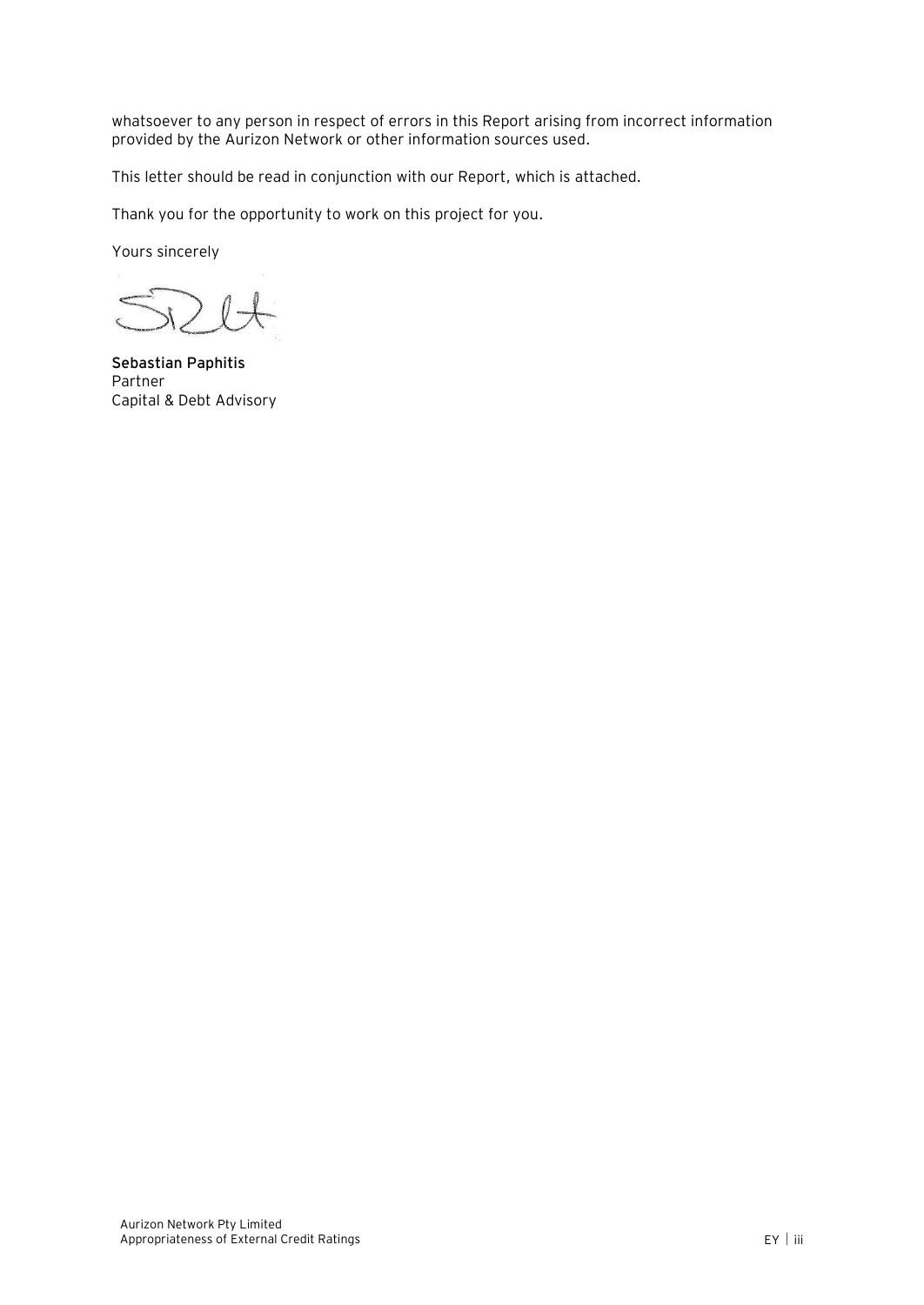whatsoever to any person in respect of errors in this Report arising from incorrect information provided by the Aurizon Network or other information sources used.

This letter should be read in conjunction with our Report, which is attached.

Thank you for the opportunity to work on this project for you.

Yours sincerely

**Sebastian Paphitis**
Partner
Capital & Debt Advisory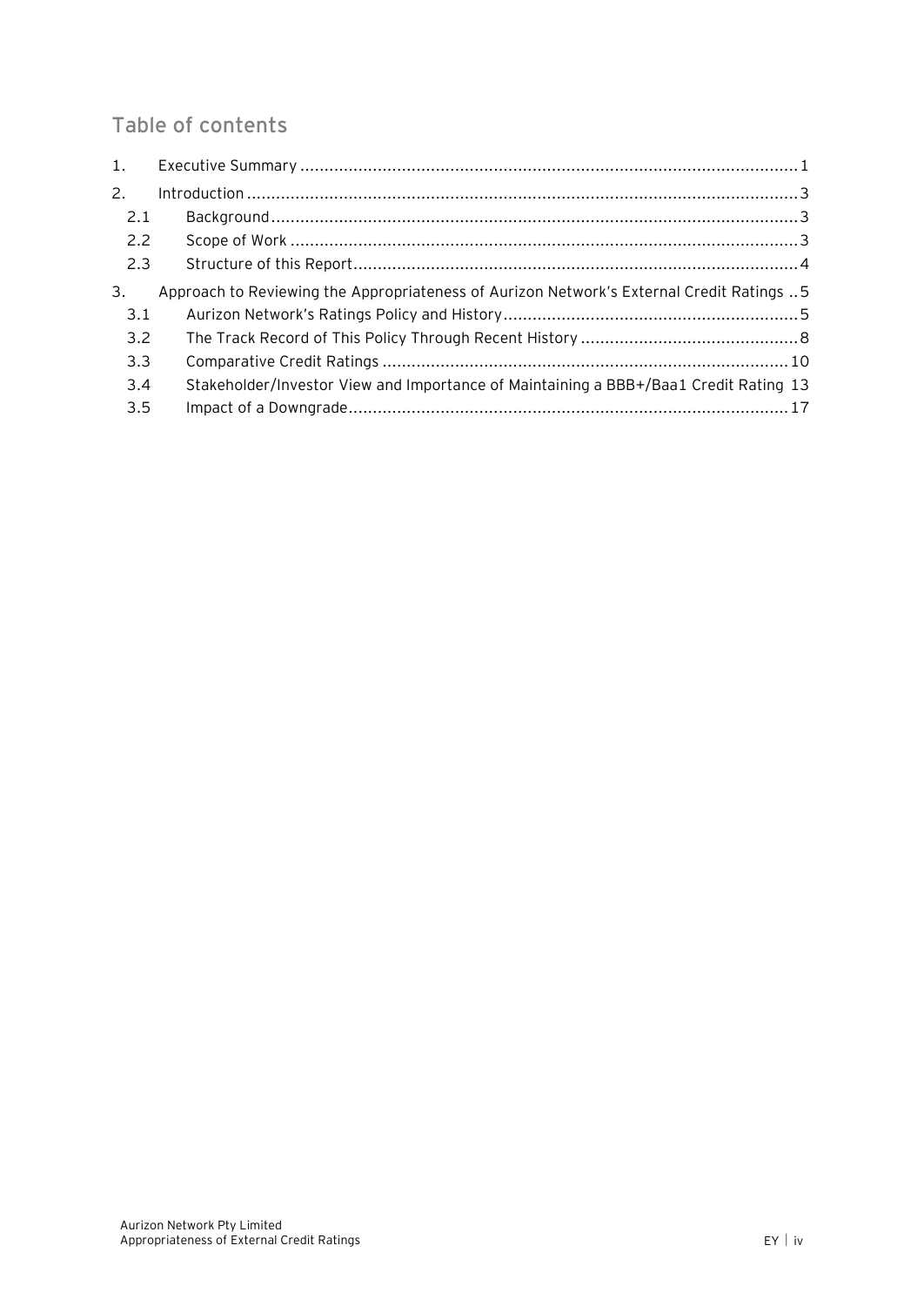## Table of contents

1. Executive Summary ..... 1
2. Introduction ..... 3
   - 2.1 Background ..... 3
   - 2.2 Scope of Work ..... 3
   - 2.3 Structure of this Report ..... 4
3. Approach to Reviewing the Appropriateness of Aurizon Network's External Credit Ratings ..... 5
   - 3.1 Aurizon Network's Ratings Policy and History ..... 5
   - 3.2 The Track Record of This Policy Through Recent History ..... 8
   - 3.3 Comparative Credit Ratings ..... 10
   - 3.4 Stakeholder/Investor View and Importance of Maintaining a BBB+/Baa1 Credit Rating ..... 13
   - 3.5 Impact of a Downgrade ..... 17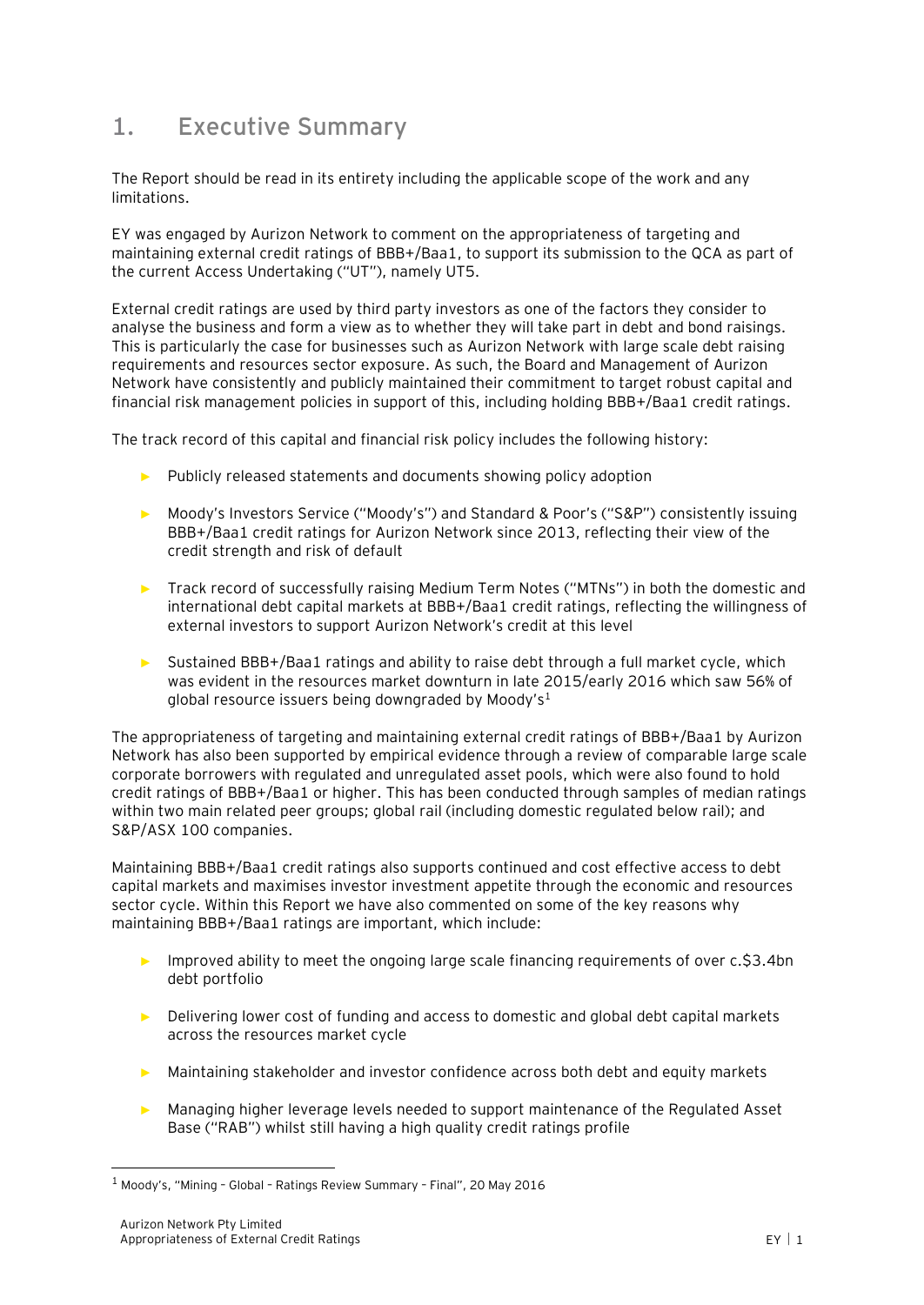# 1. Executive Summary

The Report should be read in its entirety including the applicable scope of the work and any limitations.

EY was engaged by Aurizon Network to comment on the appropriateness of targeting and maintaining external credit ratings of BBB+/Baa1, to support its submission to the QCA as part of the current Access Undertaking ("UT"), namely UT5.

External credit ratings are used by third party investors as one of the factors they consider to analyse the business and form a view as to whether they will take part in debt and bond raisings. This is particularly the case for businesses such as Aurizon Network with large scale debt raising requirements and resources sector exposure. As such, the Board and Management of Aurizon Network have consistently and publicly maintained their commitment to target robust capital and financial risk management policies in support of this, including holding BBB+/Baa1 credit ratings.

The track record of this capital and financial risk policy includes the following history:

- Publicly released statements and documents showing policy adoption
- Moody's Investors Service ("Moody's") and Standard & Poor's ("S&P") consistently issuing BBB+/Baa1 credit ratings for Aurizon Network since 2013, reflecting their view of the credit strength and risk of default
- Track record of successfully raising Medium Term Notes ("MTNs") in both the domestic and international debt capital markets at BBB+/Baa1 credit ratings, reflecting the willingness of external investors to support Aurizon Network's credit at this level
- Sustained BBB+/Baa1 ratings and ability to raise debt through a full market cycle, which was evident in the resources market downturn in late 2015/early 2016 which saw 56% of global resource issuers being downgraded by Moody's[1]

The appropriateness of targeting and maintaining external credit ratings of BBB+/Baa1 by Aurizon Network has also been supported by empirical evidence through a review of comparable large scale corporate borrowers with regulated and unregulated asset pools, which were also found to hold credit ratings of BBB+/Baa1 or higher. This has been conducted through samples of median ratings within two main related peer groups; global rail (including domestic regulated below rail); and S&P/ASX 100 companies.

Maintaining BBB+/Baa1 credit ratings also supports continued and cost effective access to debt capital markets and maximises investor investment appetite through the economic and resources sector cycle. Within this Report we have also commented on some of the key reasons why maintaining BBB+/Baa1 ratings are important, which include:

- Improved ability to meet the ongoing large scale financing requirements of over c.$3.4bn debt portfolio
- Delivering lower cost of funding and access to domestic and global debt capital markets across the resources market cycle
- Maintaining stakeholder and investor confidence across both debt and equity markets
- Managing higher leverage levels needed to support maintenance of the Regulated Asset Base ("RAB") whilst still having a high quality credit ratings profile

[1] Moody's, "Mining – Global – Ratings Review Summary – Final", 20 May 2016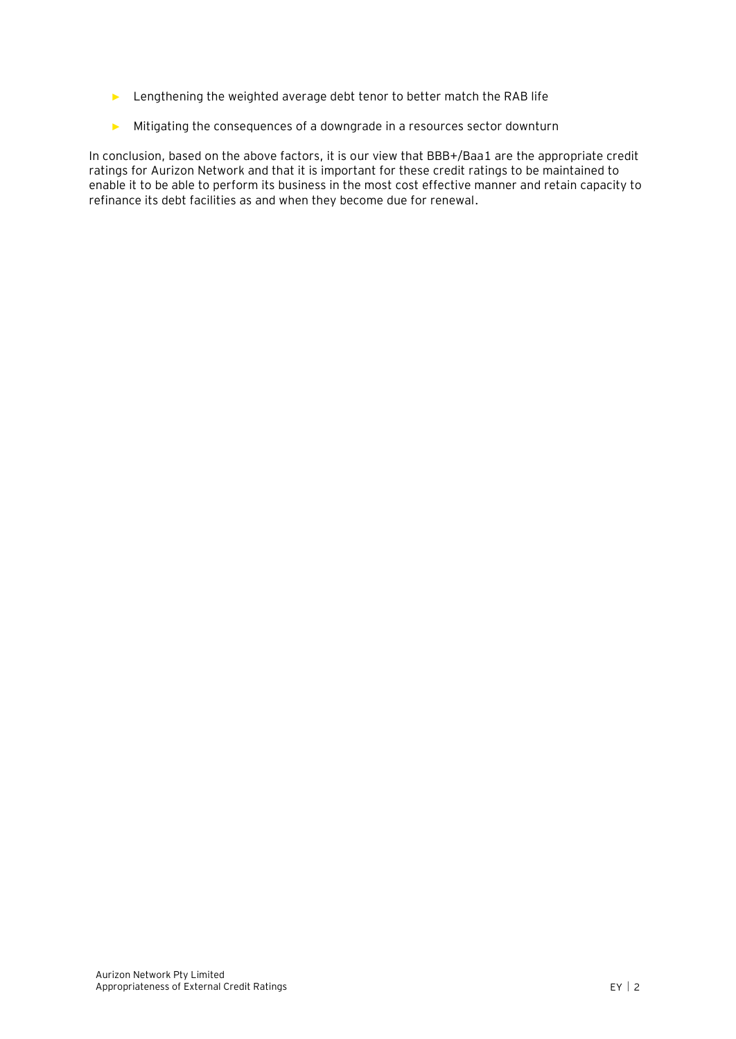- Lengthening the weighted average debt tenor to better match the RAB life
- Mitigating the consequences of a downgrade in a resources sector downturn

In conclusion, based on the above factors, it is our view that BBB+/Baa1 are the appropriate credit ratings for Aurizon Network and that it is important for these credit ratings to be maintained to enable it to be able to perform its business in the most cost effective manner and retain capacity to refinance its debt facilities as and when they become due for renewal.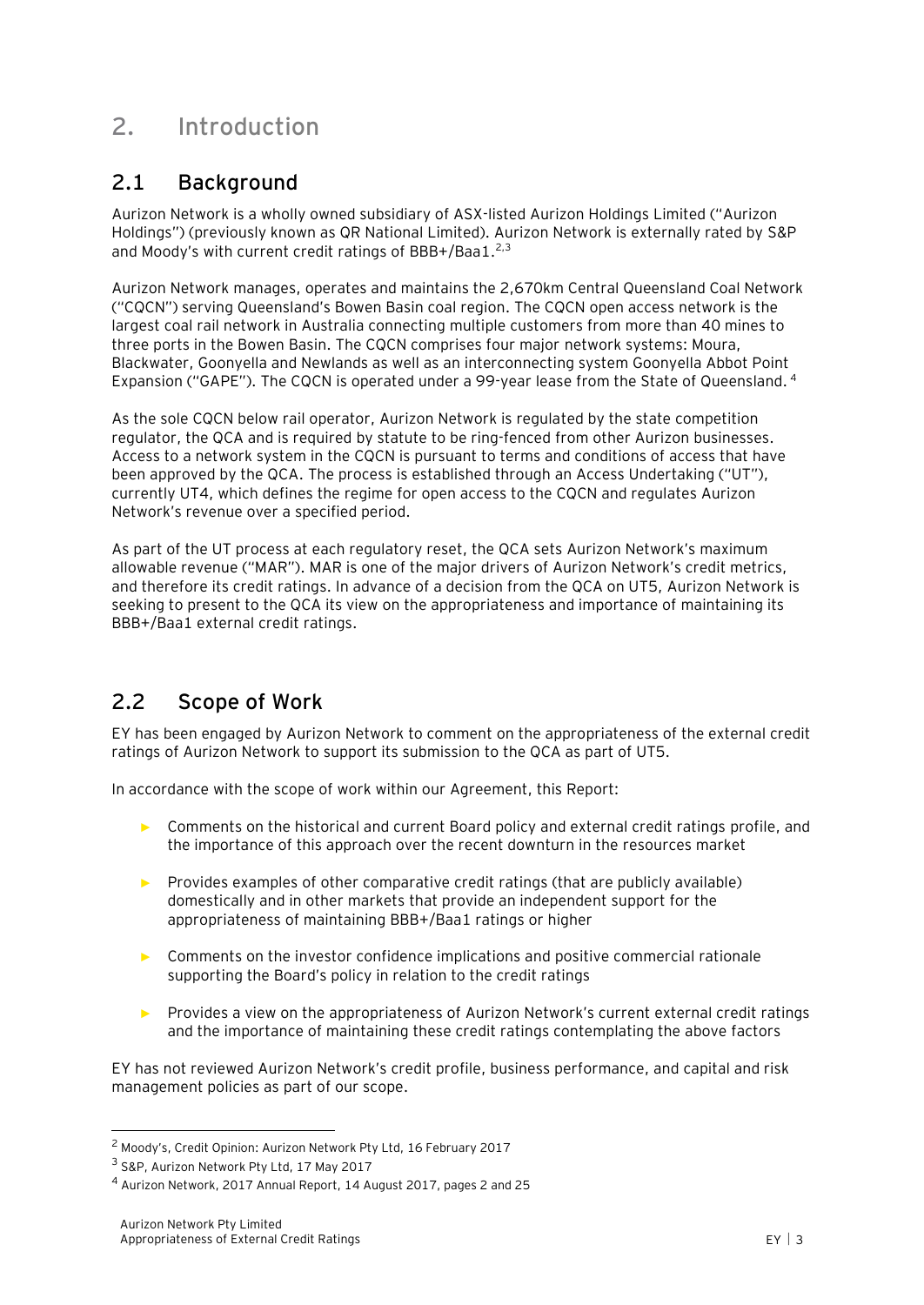# 2. Introduction

## 2.1 Background

Aurizon Network is a wholly owned subsidiary of ASX-listed Aurizon Holdings Limited ("Aurizon Holdings") (previously known as QR National Limited). Aurizon Network is externally rated by S&P and Moody's with current credit ratings of BBB+/Baa1.[2,3]

Aurizon Network manages, operates and maintains the 2,670km Central Queensland Coal Network ("CQCN") serving Queensland's Bowen Basin coal region. The CQCN open access network is the largest coal rail network in Australia connecting multiple customers from more than 40 mines to three ports in the Bowen Basin. The CQCN comprises four major network systems: Moura, Blackwater, Goonyella and Newlands as well as an interconnecting system Goonyella Abbot Point Expansion ("GAPE"). The CQCN is operated under a 99-year lease from the State of Queensland.[4]

As the sole CQCN below rail operator, Aurizon Network is regulated by the state competition regulator, the QCA and is required by statute to be ring-fenced from other Aurizon businesses. Access to a network system in the CQCN is pursuant to terms and conditions of access that have been approved by the QCA. The process is established through an Access Undertaking ("UT"), currently UT4, which defines the regime for open access to the CQCN and regulates Aurizon Network's revenue over a specified period.

As part of the UT process at each regulatory reset, the QCA sets Aurizon Network's maximum allowable revenue ("MAR"). MAR is one of the major drivers of Aurizon Network's credit metrics, and therefore its credit ratings. In advance of a decision from the QCA on UT5, Aurizon Network is seeking to present to the QCA its view on the appropriateness and importance of maintaining its BBB+/Baa1 external credit ratings.

## 2.2 Scope of Work

EY has been engaged by Aurizon Network to comment on the appropriateness of the external credit ratings of Aurizon Network to support its submission to the QCA as part of UT5.

In accordance with the scope of work within our Agreement, this Report:

- Comments on the historical and current Board policy and external credit ratings profile, and the importance of this approach over the recent downturn in the resources market
- Provides examples of other comparative credit ratings (that are publicly available) domestically and in other markets that provide an independent support for the appropriateness of maintaining BBB+/Baa1 ratings or higher
- Comments on the investor confidence implications and positive commercial rationale supporting the Board's policy in relation to the credit ratings
- Provides a view on the appropriateness of Aurizon Network's current external credit ratings and the importance of maintaining these credit ratings contemplating the above factors

EY has not reviewed Aurizon Network's credit profile, business performance, and capital and risk management policies as part of our scope.

---

[2] Moody's, Credit Opinion: Aurizon Network Pty Ltd, 16 February 2017

[3] S&P, Aurizon Network Pty Ltd, 17 May 2017

[4] Aurizon Network, 2017 Annual Report, 14 August 2017, pages 2 and 25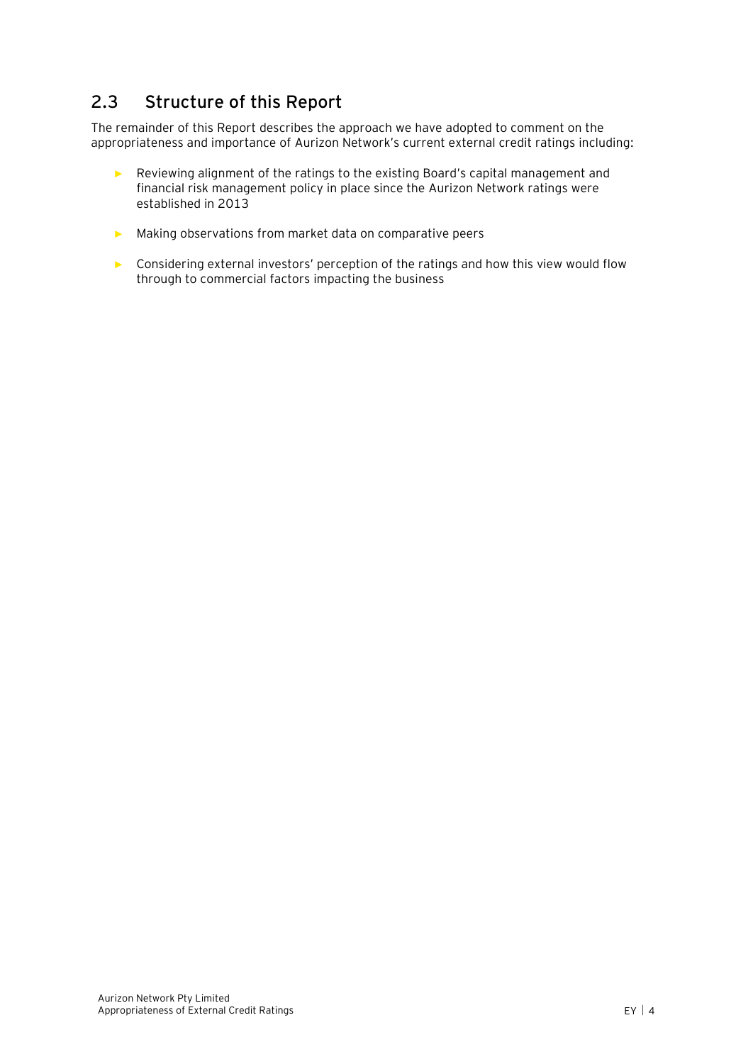## 2.3 Structure of this Report

The remainder of this Report describes the approach we have adopted to comment on the appropriateness and importance of Aurizon Network's current external credit ratings including:

- Reviewing alignment of the ratings to the existing Board's capital management and financial risk management policy in place since the Aurizon Network ratings were established in 2013
- Making observations from market data on comparative peers
- Considering external investors' perception of the ratings and how this view would flow through to commercial factors impacting the business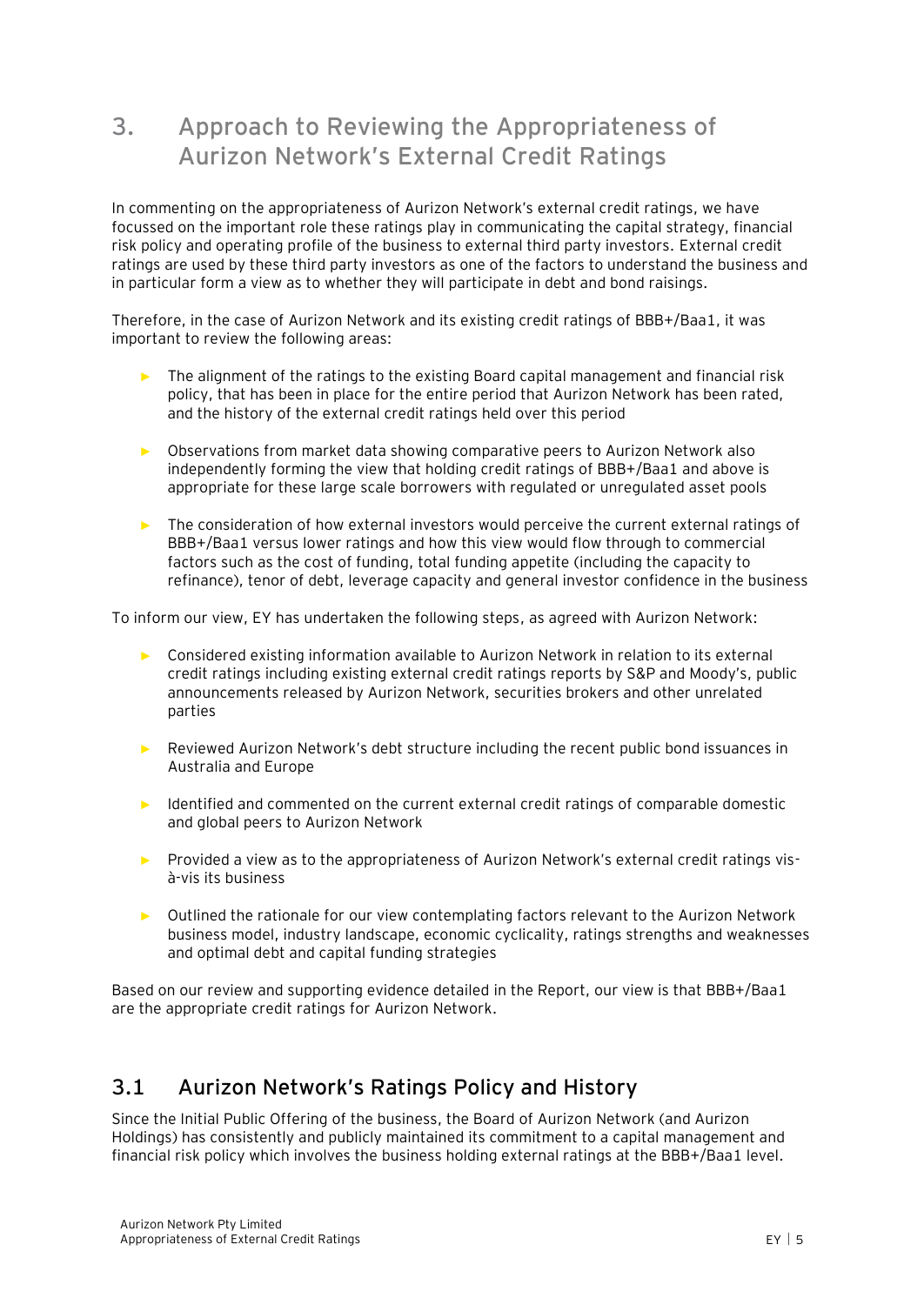# 3. Approach to Reviewing the Appropriateness of Aurizon Network's External Credit Ratings

In commenting on the appropriateness of Aurizon Network's external credit ratings, we have focussed on the important role these ratings play in communicating the capital strategy, financial risk policy and operating profile of the business to external third party investors. External credit ratings are used by these third party investors as one of the factors to understand the business and in particular form a view as to whether they will participate in debt and bond raisings.

Therefore, in the case of Aurizon Network and its existing credit ratings of BBB+/Baa1, it was important to review the following areas:

- The alignment of the ratings to the existing Board capital management and financial risk policy, that has been in place for the entire period that Aurizon Network has been rated, and the history of the external credit ratings held over this period
- Observations from market data showing comparative peers to Aurizon Network also independently forming the view that holding credit ratings of BBB+/Baa1 and above is appropriate for these large scale borrowers with regulated or unregulated asset pools
- The consideration of how external investors would perceive the current external ratings of BBB+/Baa1 versus lower ratings and how this view would flow through to commercial factors such as the cost of funding, total funding appetite (including the capacity to refinance), tenor of debt, leverage capacity and general investor confidence in the business

To inform our view, EY has undertaken the following steps, as agreed with Aurizon Network:

- Considered existing information available to Aurizon Network in relation to its external credit ratings including existing external credit ratings reports by S&P and Moody's, public announcements released by Aurizon Network, securities brokers and other unrelated parties
- Reviewed Aurizon Network's debt structure including the recent public bond issuances in Australia and Europe
- Identified and commented on the current external credit ratings of comparable domestic and global peers to Aurizon Network
- Provided a view as to the appropriateness of Aurizon Network's external credit ratings vis-à-vis its business
- Outlined the rationale for our view contemplating factors relevant to the Aurizon Network business model, industry landscape, economic cyclicality, ratings strengths and weaknesses and optimal debt and capital funding strategies

Based on our review and supporting evidence detailed in the Report, our view is that BBB+/Baa1 are the appropriate credit ratings for Aurizon Network.

## 3.1 Aurizon Network's Ratings Policy and History

Since the Initial Public Offering of the business, the Board of Aurizon Network (and Aurizon Holdings) has consistently and publicly maintained its commitment to a capital management and financial risk policy which involves the business holding external ratings at the BBB+/Baa1 level.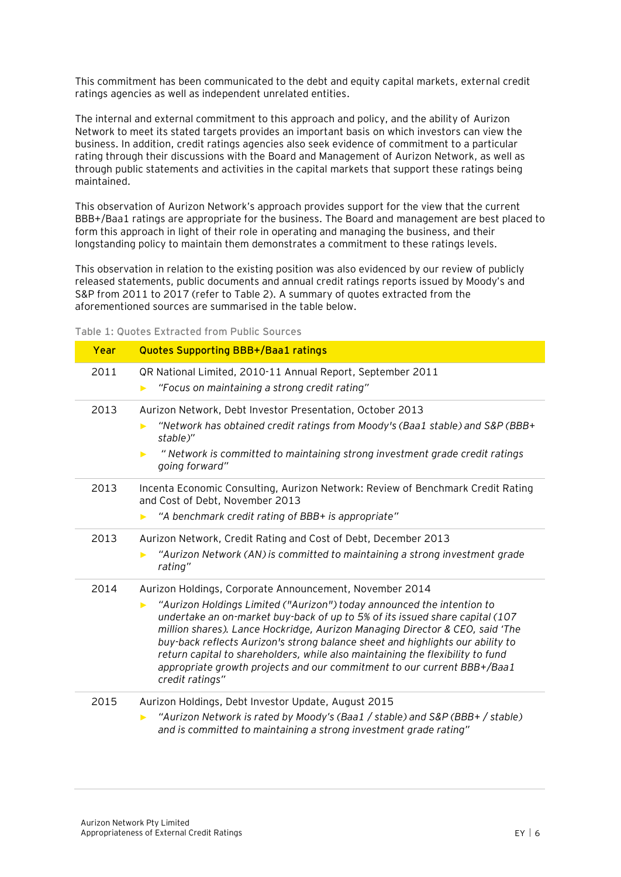This commitment has been communicated to the debt and equity capital markets, external credit ratings agencies as well as independent unrelated entities.

The internal and external commitment to this approach and policy, and the ability of Aurizon Network to meet its stated targets provides an important basis on which investors can view the business. In addition, credit ratings agencies also seek evidence of commitment to a particular rating through their discussions with the Board and Management of Aurizon Network, as well as through public statements and activities in the capital markets that support these ratings being maintained.

This observation of Aurizon Network's approach provides support for the view that the current BBB+/Baa1 ratings are appropriate for the business. The Board and management are best placed to form this approach in light of their role in operating and managing the business, and their longstanding policy to maintain them demonstrates a commitment to these ratings levels.

This observation in relation to the existing position was also evidenced by our review of publicly released statements, public documents and annual credit ratings reports issued by Moody's and S&P from 2011 to 2017 (refer to Table 2). A summary of quotes extracted from the aforementioned sources are summarised in the table below.

Table 1: Quotes Extracted from Public Sources

| Year | Quotes Supporting BBB+/Baa1 ratings |
|---|---|
| 2011 | QR National Limited, 2010-11 Annual Report, September 2011<br>▸ *"Focus on maintaining a strong credit rating"* |
| 2013 | Aurizon Network, Debt Investor Presentation, October 2013<br>▸ *"Network has obtained credit ratings from Moody's (Baa1 stable) and S&P (BBB+ stable)"*<br>▸ *" Network is committed to maintaining strong investment grade credit ratings going forward"* |
| 2013 | Incenta Economic Consulting, Aurizon Network: Review of Benchmark Credit Rating and Cost of Debt, November 2013<br>▸ *"A benchmark credit rating of BBB+ is appropriate"* |
| 2013 | Aurizon Network, Credit Rating and Cost of Debt, December 2013<br>▸ *"Aurizon Network (AN) is committed to maintaining a strong investment grade rating"* |
| 2014 | Aurizon Holdings, Corporate Announcement, November 2014<br>▸ *"Aurizon Holdings Limited ("Aurizon") today announced the intention to undertake an on-market buy-back of up to 5% of its issued share capital (107 million shares). Lance Hockridge, Aurizon Managing Director & CEO, said 'The buy-back reflects Aurizon's strong balance sheet and highlights our ability to return capital to shareholders, while also maintaining the flexibility to fund appropriate growth projects and our commitment to our current BBB+/Baa1 credit ratings"* |
| 2015 | Aurizon Holdings, Debt Investor Update, August 2015<br>▸ *"Aurizon Network is rated by Moody's (Baa1 / stable) and S&P (BBB+ / stable) and is committed to maintaining a strong investment grade rating"* |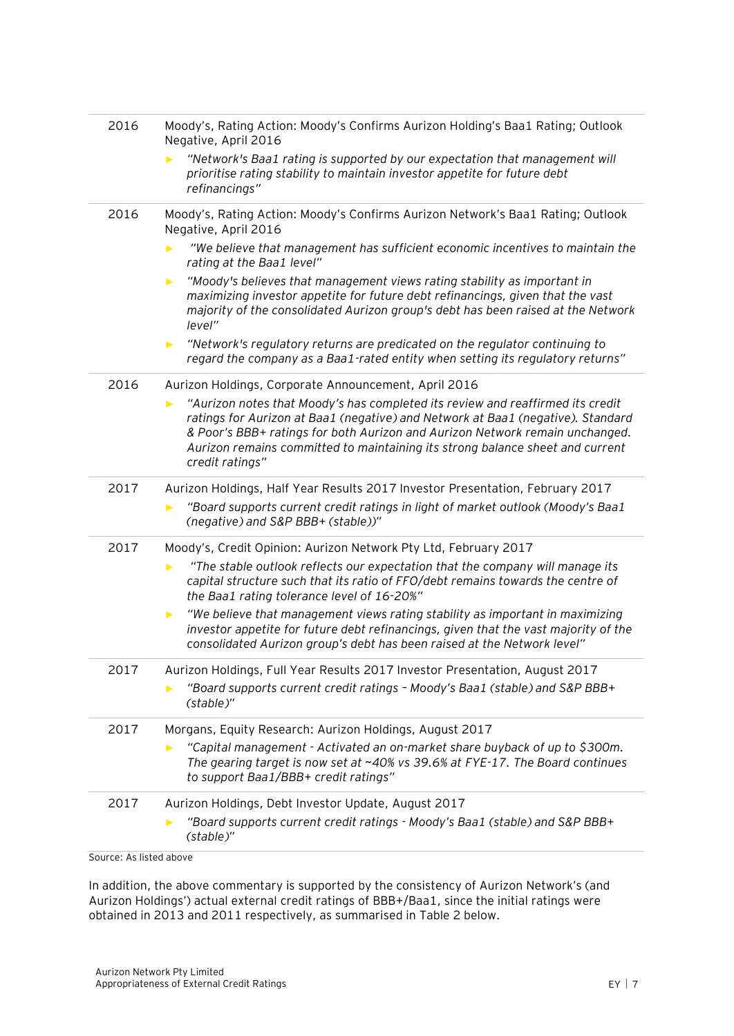| | |
|---|---|
| 2016 | Moody's, Rating Action: Moody's Confirms Aurizon Holding's Baa1 Rating; Outlook Negative, April 2016<br>► *"Network's Baa1 rating is supported by our expectation that management will prioritise rating stability to maintain investor appetite for future debt refinancings"* |
| 2016 | Moody's, Rating Action: Moody's Confirms Aurizon Network's Baa1 Rating; Outlook Negative, April 2016<br>► *"We believe that management has sufficient economic incentives to maintain the rating at the Baa1 level"*<br>► *"Moody's believes that management views rating stability as important in maximizing investor appetite for future debt refinancings, given that the vast majority of the consolidated Aurizon group's debt has been raised at the Network level"*<br>► *"Network's regulatory returns are predicated on the regulator continuing to regard the company as a Baa1-rated entity when setting its regulatory returns"* |
| 2016 | Aurizon Holdings, Corporate Announcement, April 2016<br>► *"Aurizon notes that Moody's has completed its review and reaffirmed its credit ratings for Aurizon at Baa1 (negative) and Network at Baa1 (negative). Standard & Poor's BBB+ ratings for both Aurizon and Aurizon Network remain unchanged. Aurizon remains committed to maintaining its strong balance sheet and current credit ratings"* |
| 2017 | Aurizon Holdings, Half Year Results 2017 Investor Presentation, February 2017<br>► *"Board supports current credit ratings in light of market outlook (Moody's Baa1 (negative) and S&P BBB+ (stable))"* |
| 2017 | Moody's, Credit Opinion: Aurizon Network Pty Ltd, February 2017<br>► *"The stable outlook reflects our expectation that the company will manage its capital structure such that its ratio of FFO/debt remains towards the centre of the Baa1 rating tolerance level of 16-20%"*<br>► *"We believe that management views rating stability as important in maximizing investor appetite for future debt refinancings, given that the vast majority of the consolidated Aurizon group's debt has been raised at the Network level"* |
| 2017 | Aurizon Holdings, Full Year Results 2017 Investor Presentation, August 2017<br>► *"Board supports current credit ratings – Moody's Baa1 (stable) and S&P BBB+ (stable)"* |
| 2017 | Morgans, Equity Research: Aurizon Holdings, August 2017<br>► *"Capital management - Activated an on-market share buyback of up to $300m. The gearing target is now set at ~40% vs 39.6% at FYE-17. The Board continues to support Baa1/BBB+ credit ratings"* |
| 2017 | Aurizon Holdings, Debt Investor Update, August 2017<br>► *"Board supports current credit ratings - Moody's Baa1 (stable) and S&P BBB+ (stable)"* |

Source: As listed above

In addition, the above commentary is supported by the consistency of Aurizon Network's (and Aurizon Holdings') actual external credit ratings of BBB+/Baa1, since the initial ratings were obtained in 2013 and 2011 respectively, as summarised in Table 2 below.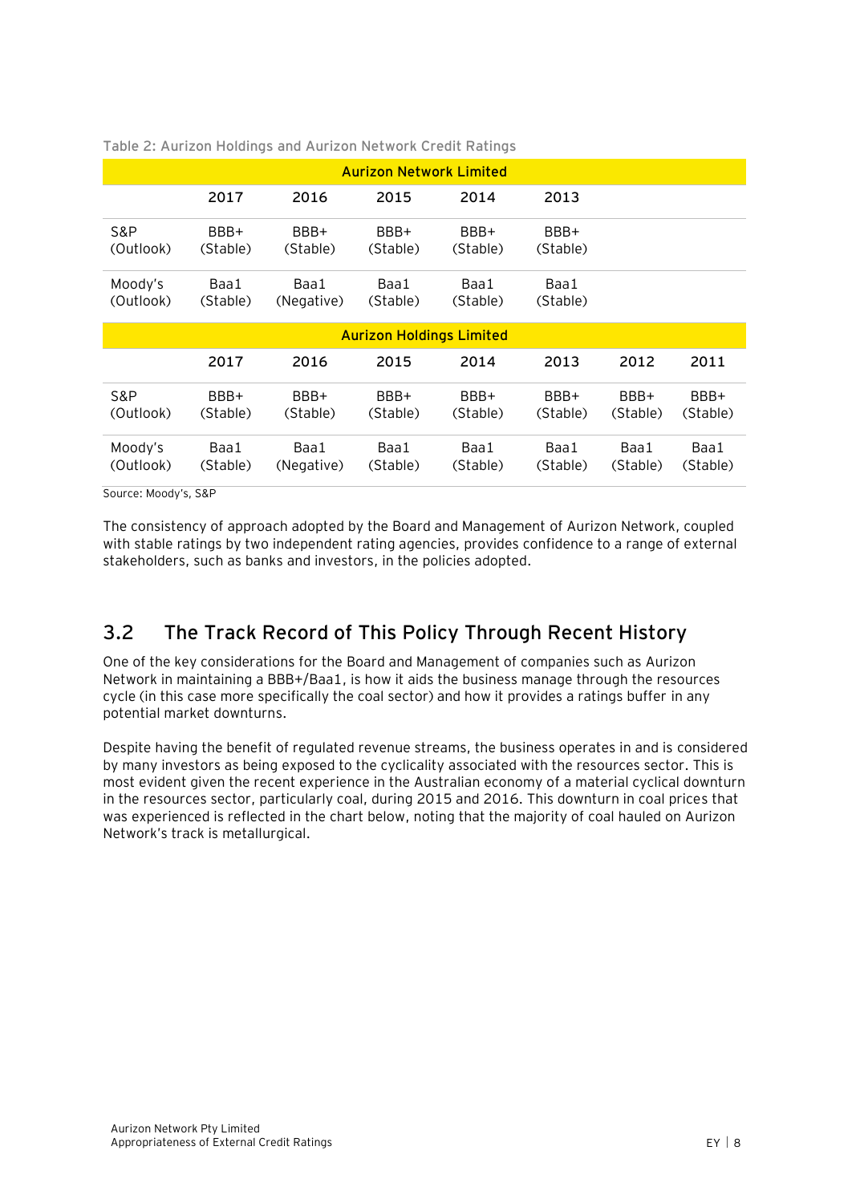Table 2: Aurizon Holdings and Aurizon Network Credit Ratings

| Aurizon Network Limited | | | | | | | |
|---|---|---|---|---|---|---|---|
| | 2017 | 2016 | 2015 | 2014 | 2013 | | |
| S&P (Outlook) | BBB+ (Stable) | BBB+ (Stable) | BBB+ (Stable) | BBB+ (Stable) | BBB+ (Stable) | | |
| Moody's (Outlook) | Baa1 (Stable) | Baa1 (Negative) | Baa1 (Stable) | Baa1 (Stable) | Baa1 (Stable) | | |
| **Aurizon Holdings Limited** | | | | | | | |
| | 2017 | 2016 | 2015 | 2014 | 2013 | 2012 | 2011 |
| S&P (Outlook) | BBB+ (Stable) | BBB+ (Stable) | BBB+ (Stable) | BBB+ (Stable) | BBB+ (Stable) | BBB+ (Stable) | BBB+ (Stable) |
| Moody's (Outlook) | Baa1 (Stable) | Baa1 (Negative) | Baa1 (Stable) | Baa1 (Stable) | Baa1 (Stable) | Baa1 (Stable) | Baa1 (Stable) |

Source: Moody's, S&P

The consistency of approach adopted by the Board and Management of Aurizon Network, coupled with stable ratings by two independent rating agencies, provides confidence to a range of external stakeholders, such as banks and investors, in the policies adopted.

## 3.2 The Track Record of This Policy Through Recent History

One of the key considerations for the Board and Management of companies such as Aurizon Network in maintaining a BBB+/Baa1, is how it aids the business manage through the resources cycle (in this case more specifically the coal sector) and how it provides a ratings buffer in any potential market downturns.

Despite having the benefit of regulated revenue streams, the business operates in and is considered by many investors as being exposed to the cyclicality associated with the resources sector. This is most evident given the recent experience in the Australian economy of a material cyclical downturn in the resources sector, particularly coal, during 2015 and 2016. This downturn in coal prices that was experienced is reflected in the chart below, noting that the majority of coal hauled on Aurizon Network's track is metallurgical.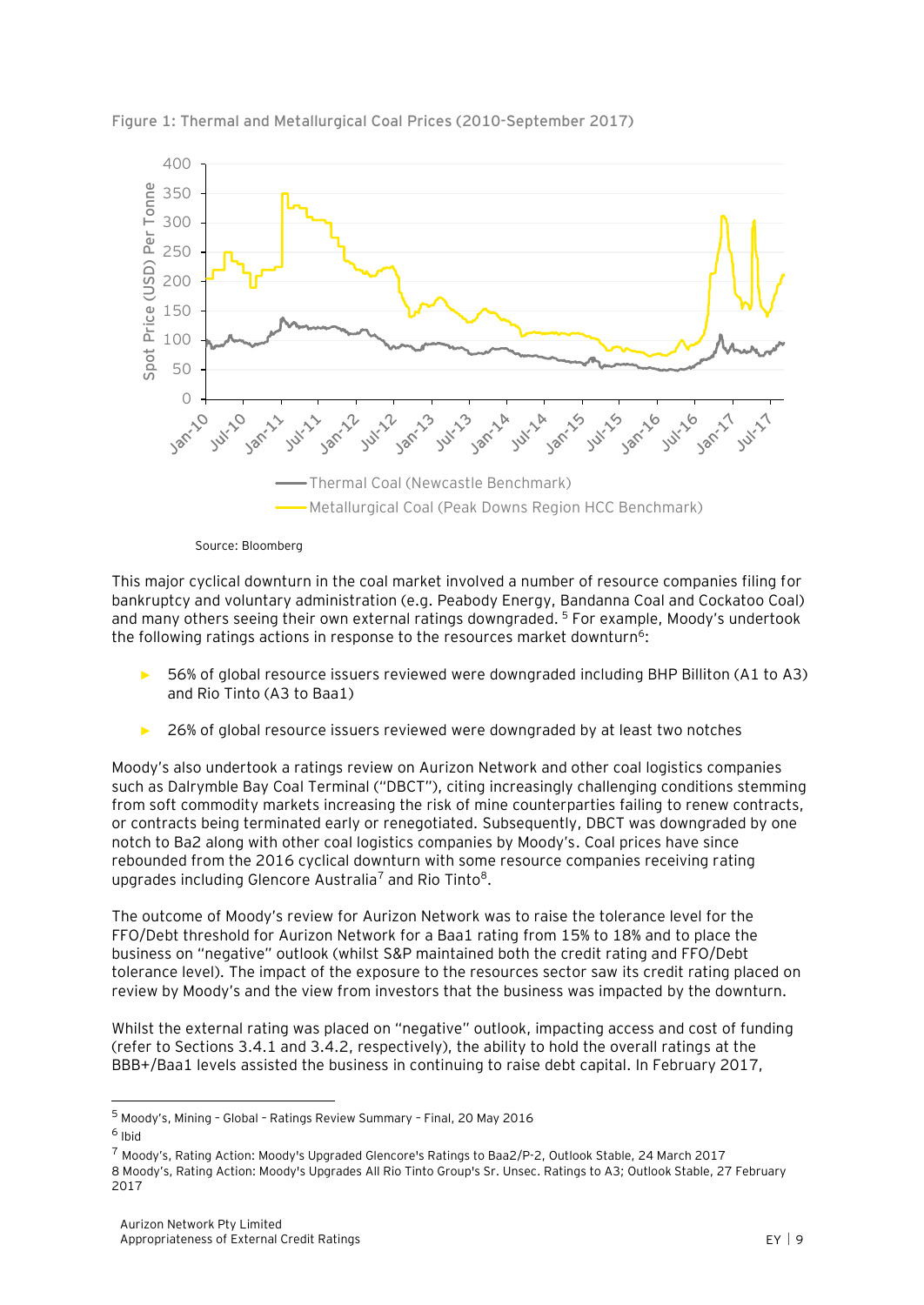Figure 1: Thermal and Metallurgical Coal Prices (2010-September 2017)

Source: Bloomberg

This major cyclical downturn in the coal market involved a number of resource companies filing for bankruptcy and voluntary administration (e.g. Peabody Energy, Bandanna Coal and Cockatoo Coal) and many others seeing their own external ratings downgraded. [5] For example, Moody's undertook the following ratings actions in response to the resources market downturn[6]:

- 56% of global resource issuers reviewed were downgraded including BHP Billiton (A1 to A3) and Rio Tinto (A3 to Baa1)
- 26% of global resource issuers reviewed were downgraded by at least two notches

Moody's also undertook a ratings review on Aurizon Network and other coal logistics companies such as Dalrymple Bay Coal Terminal ("DBCT"), citing increasingly challenging conditions stemming from soft commodity markets increasing the risk of mine counterparties failing to renew contracts, or contracts being terminated early or renegotiated. Subsequently, DBCT was downgraded by one notch to Ba2 along with other coal logistics companies by Moody's. Coal prices have since rebounded from the 2016 cyclical downturn with some resource companies receiving rating upgrades including Glencore Australia[7] and Rio Tinto[8].

The outcome of Moody's review for Aurizon Network was to raise the tolerance level for the FFO/Debt threshold for Aurizon Network for a Baa1 rating from 15% to 18% and to place the business on "negative" outlook (whilst S&P maintained both the credit rating and FFO/Debt tolerance level). The impact of the exposure to the resources sector saw its credit rating placed on review by Moody's and the view from investors that the business was impacted by the downturn.

Whilst the external rating was placed on "negative" outlook, impacting access and cost of funding (refer to Sections 3.4.1 and 3.4.2, respectively), the ability to hold the overall ratings at the BBB+/Baa1 levels assisted the business in continuing to raise debt capital. In February 2017,

---

[5] Moody's, Mining – Global – Ratings Review Summary – Final, 20 May 2016

[6] Ibid

[7] Moody's, Rating Action: Moody's Upgraded Glencore's Ratings to Baa2/P-2, Outlook Stable, 24 March 2017

[8] Moody's, Rating Action: Moody's Upgrades All Rio Tinto Group's Sr. Unsec. Ratings to A3; Outlook Stable, 27 February 2017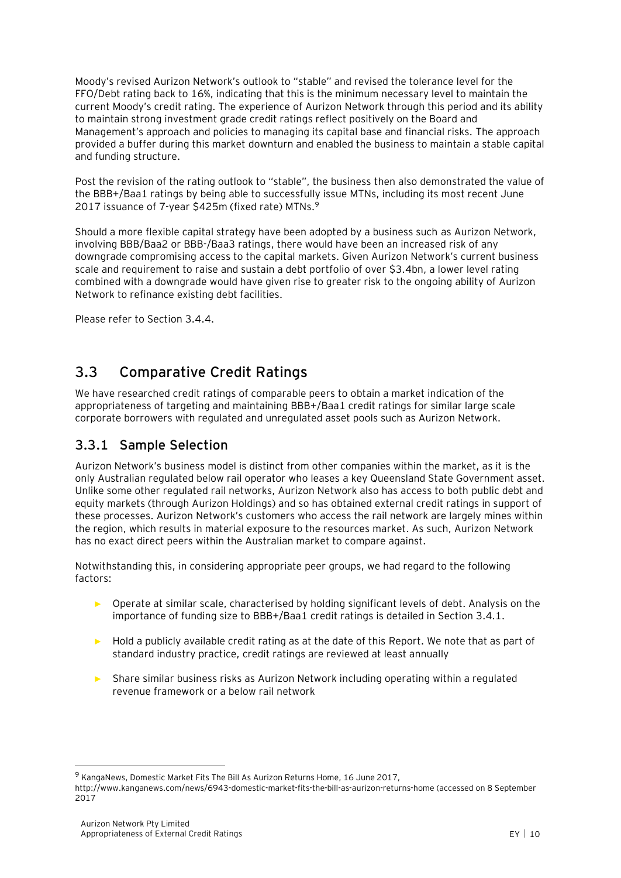Moody's revised Aurizon Network's outlook to "stable" and revised the tolerance level for the FFO/Debt rating back to 16%, indicating that this is the minimum necessary level to maintain the current Moody's credit rating. The experience of Aurizon Network through this period and its ability to maintain strong investment grade credit ratings reflect positively on the Board and Management's approach and policies to managing its capital base and financial risks. The approach provided a buffer during this market downturn and enabled the business to maintain a stable capital and funding structure.

Post the revision of the rating outlook to "stable", the business then also demonstrated the value of the BBB+/Baa1 ratings by being able to successfully issue MTNs, including its most recent June 2017 issuance of 7-year $425m (fixed rate) MTNs.[9]

Should a more flexible capital strategy have been adopted by a business such as Aurizon Network, involving BBB/Baa2 or BBB-/Baa3 ratings, there would have been an increased risk of any downgrade compromising access to the capital markets. Given Aurizon Network's current business scale and requirement to raise and sustain a debt portfolio of over $3.4bn, a lower level rating combined with a downgrade would have given rise to greater risk to the ongoing ability of Aurizon Network to refinance existing debt facilities.

Please refer to Section 3.4.4.

## 3.3 Comparative Credit Ratings

We have researched credit ratings of comparable peers to obtain a market indication of the appropriateness of targeting and maintaining BBB+/Baa1 credit ratings for similar large scale corporate borrowers with regulated and unregulated asset pools such as Aurizon Network.

### 3.3.1 Sample Selection

Aurizon Network's business model is distinct from other companies within the market, as it is the only Australian regulated below rail operator who leases a key Queensland State Government asset. Unlike some other regulated rail networks, Aurizon Network also has access to both public debt and equity markets (through Aurizon Holdings) and so has obtained external credit ratings in support of these processes. Aurizon Network's customers who access the rail network are largely mines within the region, which results in material exposure to the resources market. As such, Aurizon Network has no exact direct peers within the Australian market to compare against.

Notwithstanding this, in considering appropriate peer groups, we had regard to the following factors:

- Operate at similar scale, characterised by holding significant levels of debt. Analysis on the importance of funding size to BBB+/Baa1 credit ratings is detailed in Section 3.4.1.
- Hold a publicly available credit rating as at the date of this Report. We note that as part of standard industry practice, credit ratings are reviewed at least annually
- Share similar business risks as Aurizon Network including operating within a regulated revenue framework or a below rail network

[9] KangaNews, Domestic Market Fits The Bill As Aurizon Returns Home, 16 June 2017, http://www.kanganews.com/news/6943-domestic-market-fits-the-bill-as-aurizon-returns-home (accessed on 8 September 2017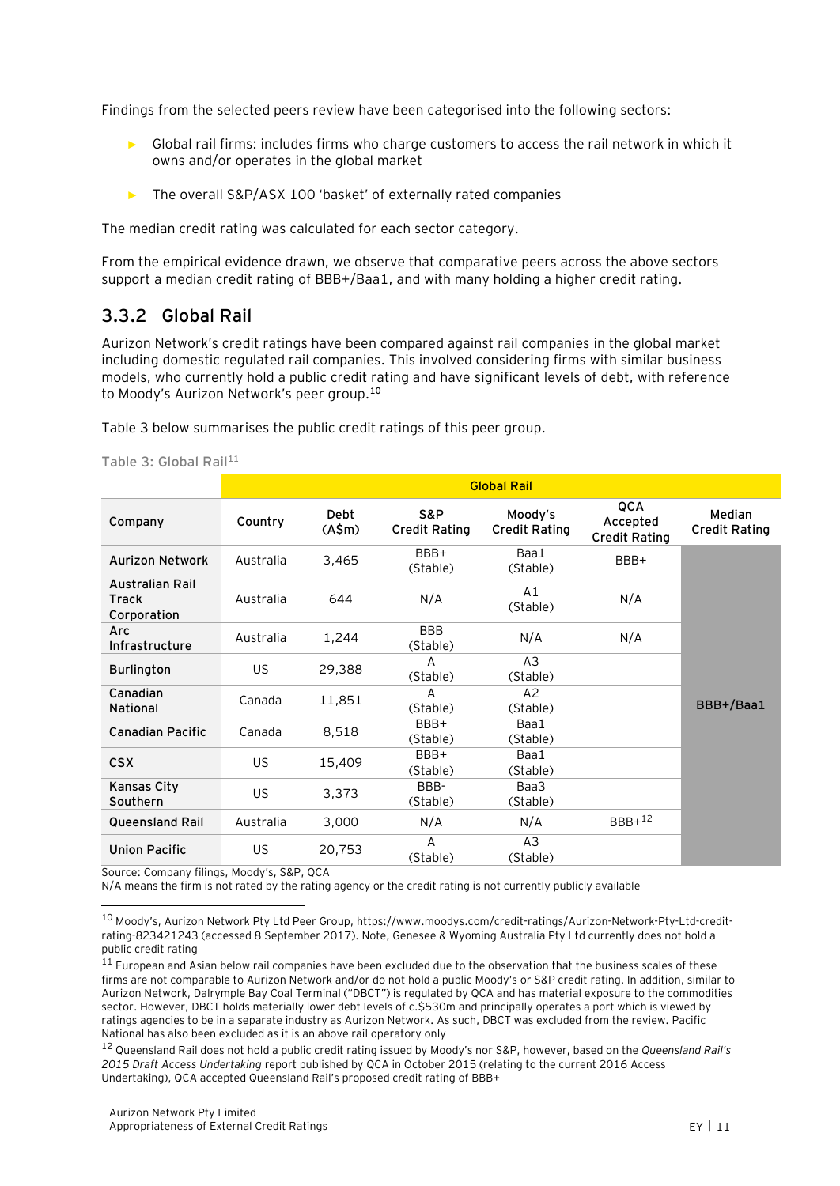Findings from the selected peers review have been categorised into the following sectors:

- Global rail firms: includes firms who charge customers to access the rail network in which it owns and/or operates in the global market
- The overall S&P/ASX 100 'basket' of externally rated companies

The median credit rating was calculated for each sector category.

From the empirical evidence drawn, we observe that comparative peers across the above sectors support a median credit rating of BBB+/Baa1, and with many holding a higher credit rating.

### 3.3.2 Global Rail

Aurizon Network's credit ratings have been compared against rail companies in the global market including domestic regulated rail companies. This involved considering firms with similar business models, who currently hold a public credit rating and have significant levels of debt, with reference to Moody's Aurizon Network's peer group.[10]

Table 3 below summarises the public credit ratings of this peer group.

Table 3: Global Rail[11]

| | Global Rail | | | | | |
|---|---|---|---|---|---|---|
| Company | Country | Debt (A$m) | S&P Credit Rating | Moody's Credit Rating | QCA Accepted Credit Rating | Median Credit Rating |
| Aurizon Network | Australia | 3,465 | BBB+ (Stable) | Baa1 (Stable) | BBB+ | BBB+/Baa1 |
| Australian Rail Track Corporation | Australia | 644 | N/A | A1 (Stable) | N/A | |
| Arc Infrastructure | Australia | 1,244 | BBB (Stable) | N/A | N/A | |
| Burlington | US | 29,388 | A (Stable) | A3 (Stable) | | |
| Canadian National | Canada | 11,851 | A (Stable) | A2 (Stable) | | |
| Canadian Pacific | Canada | 8,518 | BBB+ (Stable) | Baa1 (Stable) | | |
| CSX | US | 15,409 | BBB+ (Stable) | Baa1 (Stable) | | |
| Kansas City Southern | US | 3,373 | BBB- (Stable) | Baa3 (Stable) | | |
| Queensland Rail | Australia | 3,000 | N/A | N/A | BBB+[12] | |
| Union Pacific | US | 20,753 | A (Stable) | A3 (Stable) | | |

Source: Company filings, Moody's, S&P, QCA

N/A means the firm is not rated by the rating agency or the credit rating is not currently publicly available

[10] Moody's, Aurizon Network Pty Ltd Peer Group, https://www.moodys.com/credit-ratings/Aurizon-Network-Pty-Ltd-credit-rating-823421243 (accessed 8 September 2017). Note, Genesee & Wyoming Australia Pty Ltd currently does not hold a public credit rating

[11] European and Asian below rail companies have been excluded due to the observation that the business scales of these firms are not comparable to Aurizon Network and/or do not hold a public Moody's or S&P credit rating. In addition, similar to Aurizon Network, Dalrymple Bay Coal Terminal ("DBCT") is regulated by QCA and has material exposure to the commodities sector. However, DBCT holds materially lower debt levels of c.$530m and principally operates a port which is viewed by ratings agencies to be in a separate industry as Aurizon Network. As such, DBCT was excluded from the review. Pacific National has also been excluded as it is an above rail operatory only

[12] Queensland Rail does not hold a public credit rating issued by Moody's nor S&P, however, based on the *Queensland Rail's 2015 Draft Access Undertaking* report published by QCA in October 2015 (relating to the current 2016 Access Undertaking), QCA accepted Queensland Rail's proposed credit rating of BBB+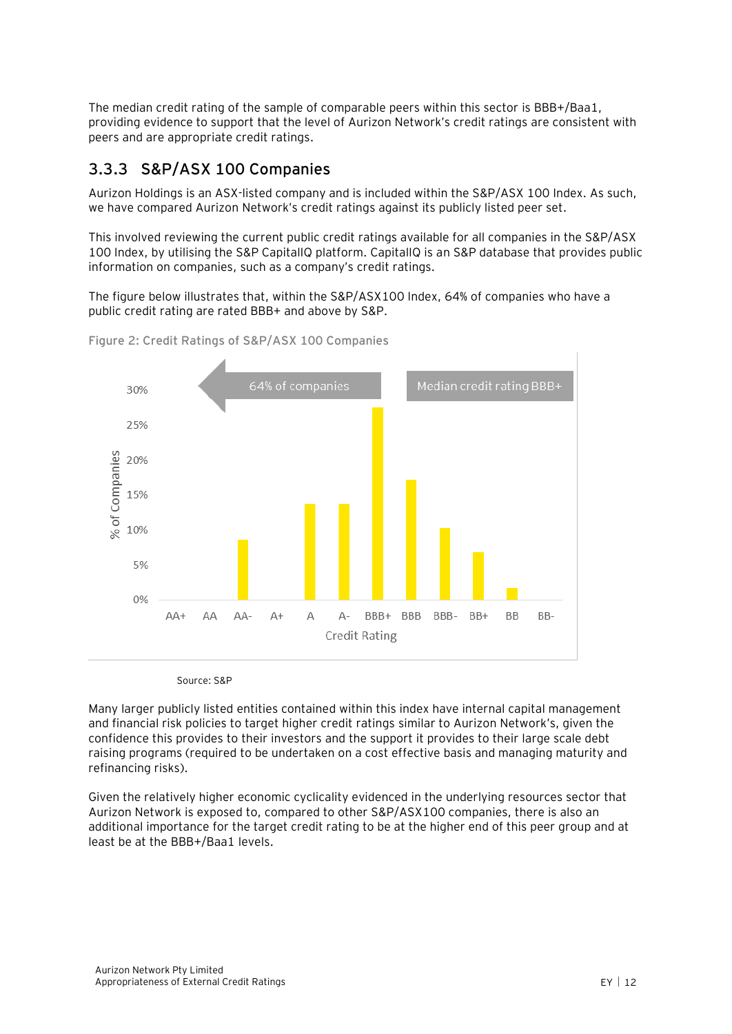The median credit rating of the sample of comparable peers within this sector is BBB+/Baa1, providing evidence to support that the level of Aurizon Network's credit ratings are consistent with peers and are appropriate credit ratings.

### 3.3.3 S&P/ASX 100 Companies

Aurizon Holdings is an ASX-listed company and is included within the S&P/ASX 100 Index. As such, we have compared Aurizon Network's credit ratings against its publicly listed peer set.

This involved reviewing the current public credit ratings available for all companies in the S&P/ASX 100 Index, by utilising the S&P CapitalIQ platform. CapitalIQ is an S&P database that provides public information on companies, such as a company's credit ratings.

The figure below illustrates that, within the S&P/ASX100 Index, 64% of companies who have a public credit rating are rated BBB+ and above by S&P.

Figure 2: Credit Ratings of S&P/ASX 100 Companies

Source: S&P

Many larger publicly listed entities contained within this index have internal capital management and financial risk policies to target higher credit ratings similar to Aurizon Network's, given the confidence this provides to their investors and the support it provides to their large scale debt raising programs (required to be undertaken on a cost effective basis and managing maturity and refinancing risks).

Given the relatively higher economic cyclicality evidenced in the underlying resources sector that Aurizon Network is exposed to, compared to other S&P/ASX100 companies, there is also an additional importance for the target credit rating to be at the higher end of this peer group and at least be at the BBB+/Baa1 levels.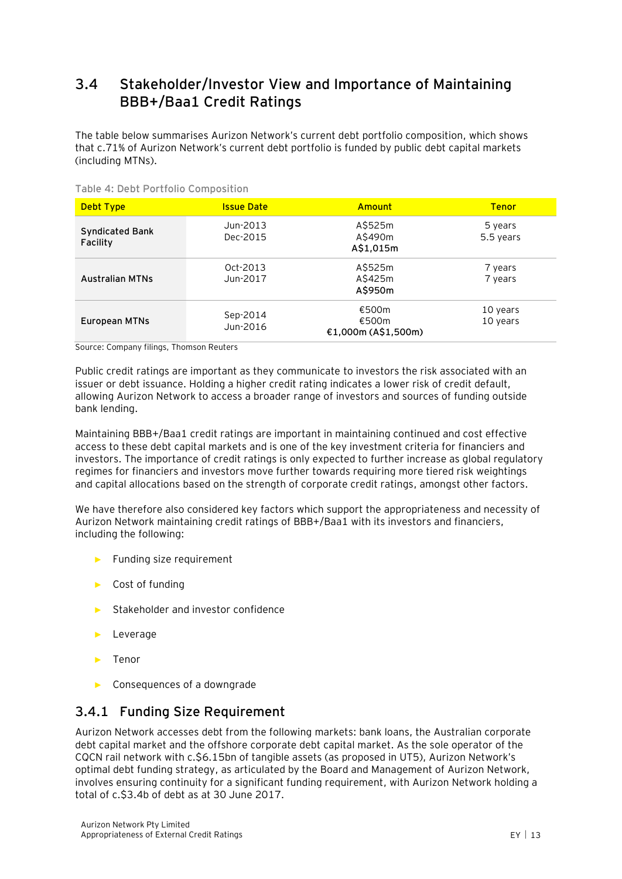## 3.4 Stakeholder/Investor View and Importance of Maintaining BBB+/Baa1 Credit Ratings

The table below summarises Aurizon Network's current debt portfolio composition, which shows that c.71% of Aurizon Network's current debt portfolio is funded by public debt capital markets (including MTNs).

Table 4: Debt Portfolio Composition

| Debt Type | Issue Date | Amount | Tenor |
|---|---|---|---|
| Syndicated Bank Facility | Jun-2013<br>Dec-2015 | A$525m<br>A$490m<br>**A$1,015m** | 5 years<br>5.5 years |
| Australian MTNs | Oct-2013<br>Jun-2017 | A$525m<br>A$425m<br>**A$950m** | 7 years<br>7 years |
| European MTNs | Sep-2014<br>Jun-2016 | €500m<br>€500m<br>**€1,000m (A$1,500m)** | 10 years<br>10 years |

Source: Company filings, Thomson Reuters

Public credit ratings are important as they communicate to investors the risk associated with an issuer or debt issuance. Holding a higher credit rating indicates a lower risk of credit default, allowing Aurizon Network to access a broader range of investors and sources of funding outside bank lending.

Maintaining BBB+/Baa1 credit ratings are important in maintaining continued and cost effective access to these debt capital markets and is one of the key investment criteria for financiers and investors. The importance of credit ratings is only expected to further increase as global regulatory regimes for financiers and investors move further towards requiring more tiered risk weightings and capital allocations based on the strength of corporate credit ratings, amongst other factors.

We have therefore also considered key factors which support the appropriateness and necessity of Aurizon Network maintaining credit ratings of BBB+/Baa1 with its investors and financiers, including the following:

- Funding size requirement
- Cost of funding
- Stakeholder and investor confidence
- Leverage
- Tenor
- Consequences of a downgrade

### 3.4.1 Funding Size Requirement

Aurizon Network accesses debt from the following markets: bank loans, the Australian corporate debt capital market and the offshore corporate debt capital market. As the sole operator of the CQCN rail network with c.$6.15bn of tangible assets (as proposed in UT5), Aurizon Network's optimal debt funding strategy, as articulated by the Board and Management of Aurizon Network, involves ensuring continuity for a significant funding requirement, with Aurizon Network holding a total of c.$3.4b of debt as at 30 June 2017.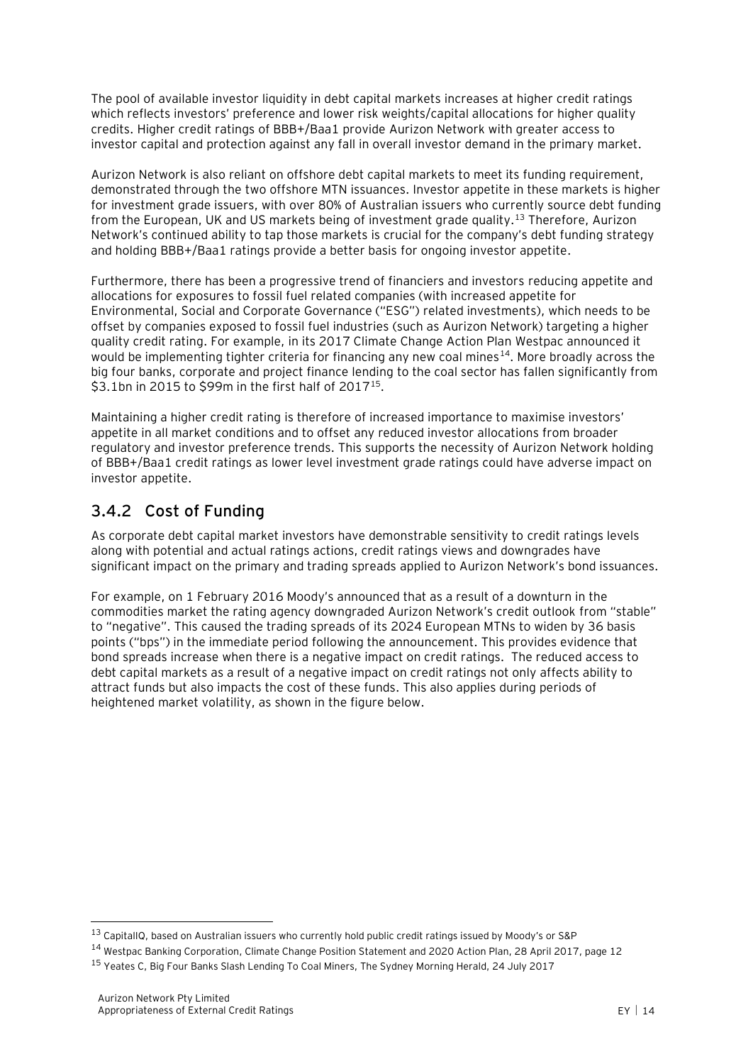The pool of available investor liquidity in debt capital markets increases at higher credit ratings which reflects investors' preference and lower risk weights/capital allocations for higher quality credits. Higher credit ratings of BBB+/Baa1 provide Aurizon Network with greater access to investor capital and protection against any fall in overall investor demand in the primary market.

Aurizon Network is also reliant on offshore debt capital markets to meet its funding requirement, demonstrated through the two offshore MTN issuances. Investor appetite in these markets is higher for investment grade issuers, with over 80% of Australian issuers who currently source debt funding from the European, UK and US markets being of investment grade quality.[13] Therefore, Aurizon Network's continued ability to tap those markets is crucial for the company's debt funding strategy and holding BBB+/Baa1 ratings provide a better basis for ongoing investor appetite.

Furthermore, there has been a progressive trend of financiers and investors reducing appetite and allocations for exposures to fossil fuel related companies (with increased appetite for Environmental, Social and Corporate Governance ("ESG") related investments), which needs to be offset by companies exposed to fossil fuel industries (such as Aurizon Network) targeting a higher quality credit rating. For example, in its 2017 Climate Change Action Plan Westpac announced it would be implementing tighter criteria for financing any new coal mines[14]. More broadly across the big four banks, corporate and project finance lending to the coal sector has fallen significantly from $3.1bn in 2015 to $99m in the first half of 2017[15].

Maintaining a higher credit rating is therefore of increased importance to maximise investors' appetite in all market conditions and to offset any reduced investor allocations from broader regulatory and investor preference trends. This supports the necessity of Aurizon Network holding of BBB+/Baa1 credit ratings as lower level investment grade ratings could have adverse impact on investor appetite.

### 3.4.2 Cost of Funding

As corporate debt capital market investors have demonstrable sensitivity to credit ratings levels along with potential and actual ratings actions, credit ratings views and downgrades have significant impact on the primary and trading spreads applied to Aurizon Network's bond issuances.

For example, on 1 February 2016 Moody's announced that as a result of a downturn in the commodities market the rating agency downgraded Aurizon Network's credit outlook from "stable" to "negative". This caused the trading spreads of its 2024 European MTNs to widen by 36 basis points ("bps") in the immediate period following the announcement. This provides evidence that bond spreads increase when there is a negative impact on credit ratings. The reduced access to debt capital markets as a result of a negative impact on credit ratings not only affects ability to attract funds but also impacts the cost of these funds. This also applies during periods of heightened market volatility, as shown in the figure below.

---

[13] CapitalIQ, based on Australian issuers who currently hold public credit ratings issued by Moody's or S&P

[14] Westpac Banking Corporation, Climate Change Position Statement and 2020 Action Plan, 28 April 2017, page 12

[15] Yeates C, Big Four Banks Slash Lending To Coal Miners, The Sydney Morning Herald, 24 July 2017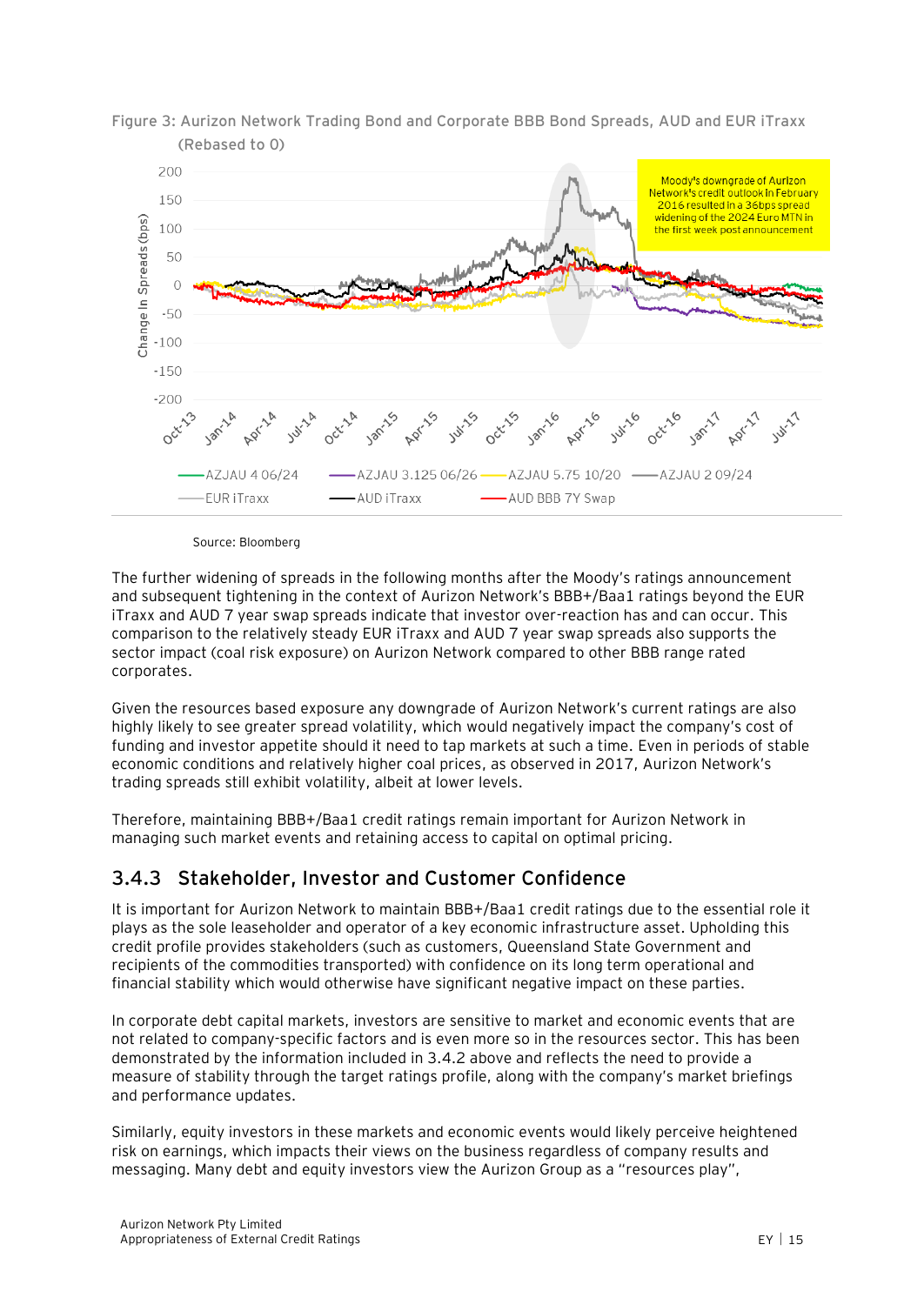Figure 3: Aurizon Network Trading Bond and Corporate BBB Bond Spreads, AUD and EUR iTraxx (Rebased to 0)

Moody's downgrade of Aurizon Network's credit outlook in February 2016 resulted in a 36bps spread widening of the 2024 Euro MTN in the first week post announcement

Source: Bloomberg

The further widening of spreads in the following months after the Moody's ratings announcement and subsequent tightening in the context of Aurizon Network's BBB+/Baa1 ratings beyond the EUR iTraxx and AUD 7 year swap spreads indicate that investor over-reaction has and can occur. This comparison to the relatively steady EUR iTraxx and AUD 7 year swap spreads also supports the sector impact (coal risk exposure) on Aurizon Network compared to other BBB range rated corporates.

Given the resources based exposure any downgrade of Aurizon Network's current ratings are also highly likely to see greater spread volatility, which would negatively impact the company's cost of funding and investor appetite should it need to tap markets at such a time. Even in periods of stable economic conditions and relatively higher coal prices, as observed in 2017, Aurizon Network's trading spreads still exhibit volatility, albeit at lower levels.

Therefore, maintaining BBB+/Baa1 credit ratings remain important for Aurizon Network in managing such market events and retaining access to capital on optimal pricing.

### 3.4.3 Stakeholder, Investor and Customer Confidence

It is important for Aurizon Network to maintain BBB+/Baa1 credit ratings due to the essential role it plays as the sole leaseholder and operator of a key economic infrastructure asset. Upholding this credit profile provides stakeholders (such as customers, Queensland State Government and recipients of the commodities transported) with confidence on its long term operational and financial stability which would otherwise have significant negative impact on these parties.

In corporate debt capital markets, investors are sensitive to market and economic events that are not related to company-specific factors and is even more so in the resources sector. This has been demonstrated by the information included in 3.4.2 above and reflects the need to provide a measure of stability through the target ratings profile, along with the company's market briefings and performance updates.

Similarly, equity investors in these markets and economic events would likely perceive heightened risk on earnings, which impacts their views on the business regardless of company results and messaging. Many debt and equity investors view the Aurizon Group as a "resources play",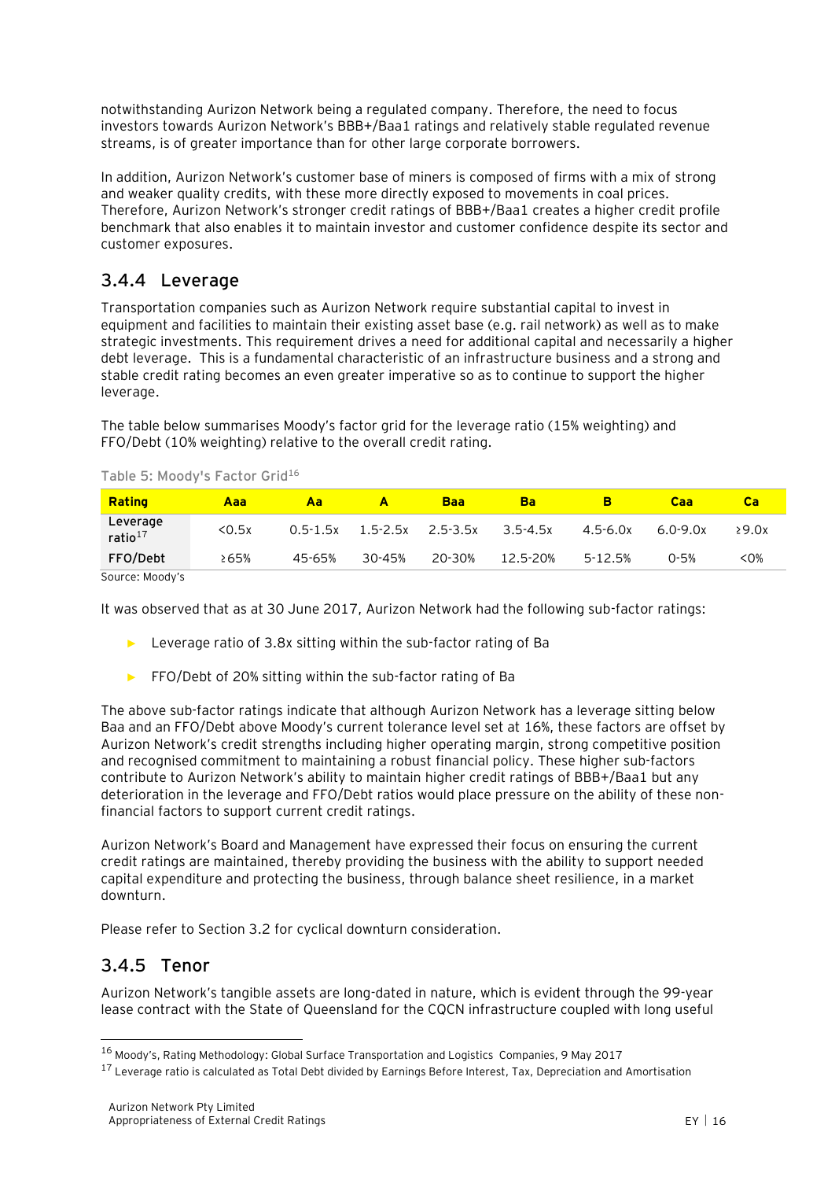notwithstanding Aurizon Network being a regulated company. Therefore, the need to focus investors towards Aurizon Network's BBB+/Baa1 ratings and relatively stable regulated revenue streams, is of greater importance than for other large corporate borrowers.

In addition, Aurizon Network's customer base of miners is composed of firms with a mix of strong and weaker quality credits, with these more directly exposed to movements in coal prices. Therefore, Aurizon Network's stronger credit ratings of BBB+/Baa1 creates a higher credit profile benchmark that also enables it to maintain investor and customer confidence despite its sector and customer exposures.

### 3.4.4 Leverage

Transportation companies such as Aurizon Network require substantial capital to invest in equipment and facilities to maintain their existing asset base (e.g. rail network) as well as to make strategic investments. This requirement drives a need for additional capital and necessarily a higher debt leverage. This is a fundamental characteristic of an infrastructure business and a strong and stable credit rating becomes an even greater imperative so as to continue to support the higher leverage.

The table below summarises Moody's factor grid for the leverage ratio (15% weighting) and FFO/Debt (10% weighting) relative to the overall credit rating.

Table 5: Moody's Factor Grid[16]

| Rating | Aaa | Aa | A | Baa | Ba | B | Caa | Ca |
|---|---|---|---|---|---|---|---|---|
| Leverage ratio[17] | <0.5x | 0.5-1.5x | 1.5-2.5x | 2.5-3.5x | 3.5-4.5x | 4.5-6.0x | 6.0-9.0x | ≥9.0x |
| FFO/Debt | ≥65% | 45-65% | 30-45% | 20-30% | 12.5-20% | 5-12.5% | 0-5% | <0% |

Source: Moody's

It was observed that as at 30 June 2017, Aurizon Network had the following sub-factor ratings:

- Leverage ratio of 3.8x sitting within the sub-factor rating of Ba
- FFO/Debt of 20% sitting within the sub-factor rating of Ba

The above sub-factor ratings indicate that although Aurizon Network has a leverage sitting below Baa and an FFO/Debt above Moody's current tolerance level set at 16%, these factors are offset by Aurizon Network's credit strengths including higher operating margin, strong competitive position and recognised commitment to maintaining a robust financial policy. These higher sub-factors contribute to Aurizon Network's ability to maintain higher credit ratings of BBB+/Baa1 but any deterioration in the leverage and FFO/Debt ratios would place pressure on the ability of these non-financial factors to support current credit ratings.

Aurizon Network's Board and Management have expressed their focus on ensuring the current credit ratings are maintained, thereby providing the business with the ability to support needed capital expenditure and protecting the business, through balance sheet resilience, in a market downturn.

Please refer to Section 3.2 for cyclical downturn consideration.

### 3.4.5 Tenor

Aurizon Network's tangible assets are long-dated in nature, which is evident through the 99-year lease contract with the State of Queensland for the CQCN infrastructure coupled with long useful

[16] Moody's, Rating Methodology: Global Surface Transportation and Logistics Companies, 9 May 2017

[17] Leverage ratio is calculated as Total Debt divided by Earnings Before Interest, Tax, Depreciation and Amortisation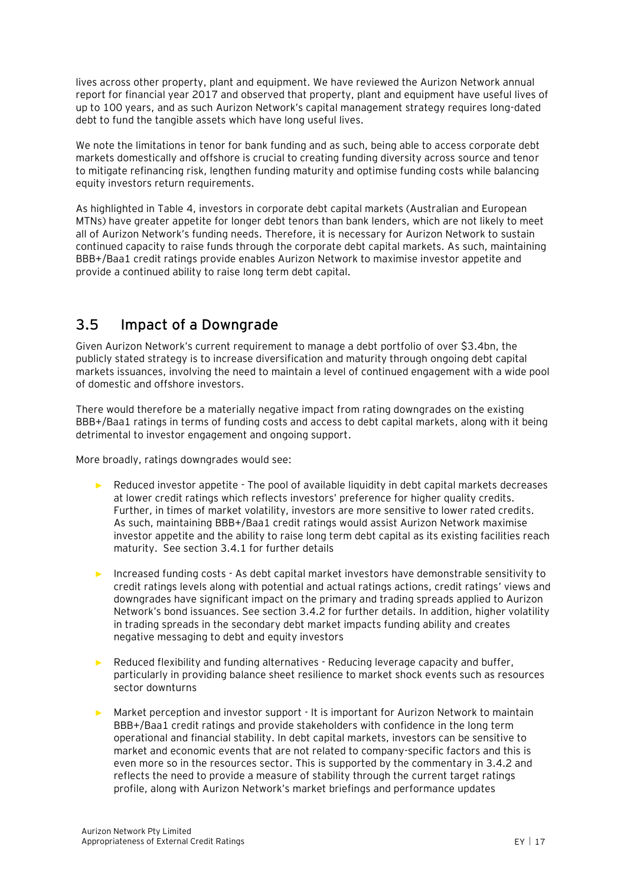lives across other property, plant and equipment. We have reviewed the Aurizon Network annual report for financial year 2017 and observed that property, plant and equipment have useful lives of up to 100 years, and as such Aurizon Network's capital management strategy requires long-dated debt to fund the tangible assets which have long useful lives.

We note the limitations in tenor for bank funding and as such, being able to access corporate debt markets domestically and offshore is crucial to creating funding diversity across source and tenor to mitigate refinancing risk, lengthen funding maturity and optimise funding costs while balancing equity investors return requirements.

As highlighted in Table 4, investors in corporate debt capital markets (Australian and European MTNs) have greater appetite for longer debt tenors than bank lenders, which are not likely to meet all of Aurizon Network's funding needs. Therefore, it is necessary for Aurizon Network to sustain continued capacity to raise funds through the corporate debt capital markets. As such, maintaining BBB+/Baa1 credit ratings provide enables Aurizon Network to maximise investor appetite and provide a continued ability to raise long term debt capital.

## 3.5 Impact of a Downgrade

Given Aurizon Network's current requirement to manage a debt portfolio of over \$3.4bn, the publicly stated strategy is to increase diversification and maturity through ongoing debt capital markets issuances, involving the need to maintain a level of continued engagement with a wide pool of domestic and offshore investors.

There would therefore be a materially negative impact from rating downgrades on the existing BBB+/Baa1 ratings in terms of funding costs and access to debt capital markets, along with it being detrimental to investor engagement and ongoing support.

More broadly, ratings downgrades would see:

- Reduced investor appetite - The pool of available liquidity in debt capital markets decreases at lower credit ratings which reflects investors' preference for higher quality credits. Further, in times of market volatility, investors are more sensitive to lower rated credits. As such, maintaining BBB+/Baa1 credit ratings would assist Aurizon Network maximise investor appetite and the ability to raise long term debt capital as its existing facilities reach maturity. See section 3.4.1 for further details
- Increased funding costs - As debt capital market investors have demonstrable sensitivity to credit ratings levels along with potential and actual ratings actions, credit ratings' views and downgrades have significant impact on the primary and trading spreads applied to Aurizon Network's bond issuances. See section 3.4.2 for further details. In addition, higher volatility in trading spreads in the secondary debt market impacts funding ability and creates negative messaging to debt and equity investors
- Reduced flexibility and funding alternatives - Reducing leverage capacity and buffer, particularly in providing balance sheet resilience to market shock events such as resources sector downturns
- Market perception and investor support - It is important for Aurizon Network to maintain BBB+/Baa1 credit ratings and provide stakeholders with confidence in the long term operational and financial stability. In debt capital markets, investors can be sensitive to market and economic events that are not related to company-specific factors and this is even more so in the resources sector. This is supported by the commentary in 3.4.2 and reflects the need to provide a measure of stability through the current target ratings profile, along with Aurizon Network's market briefings and performance updates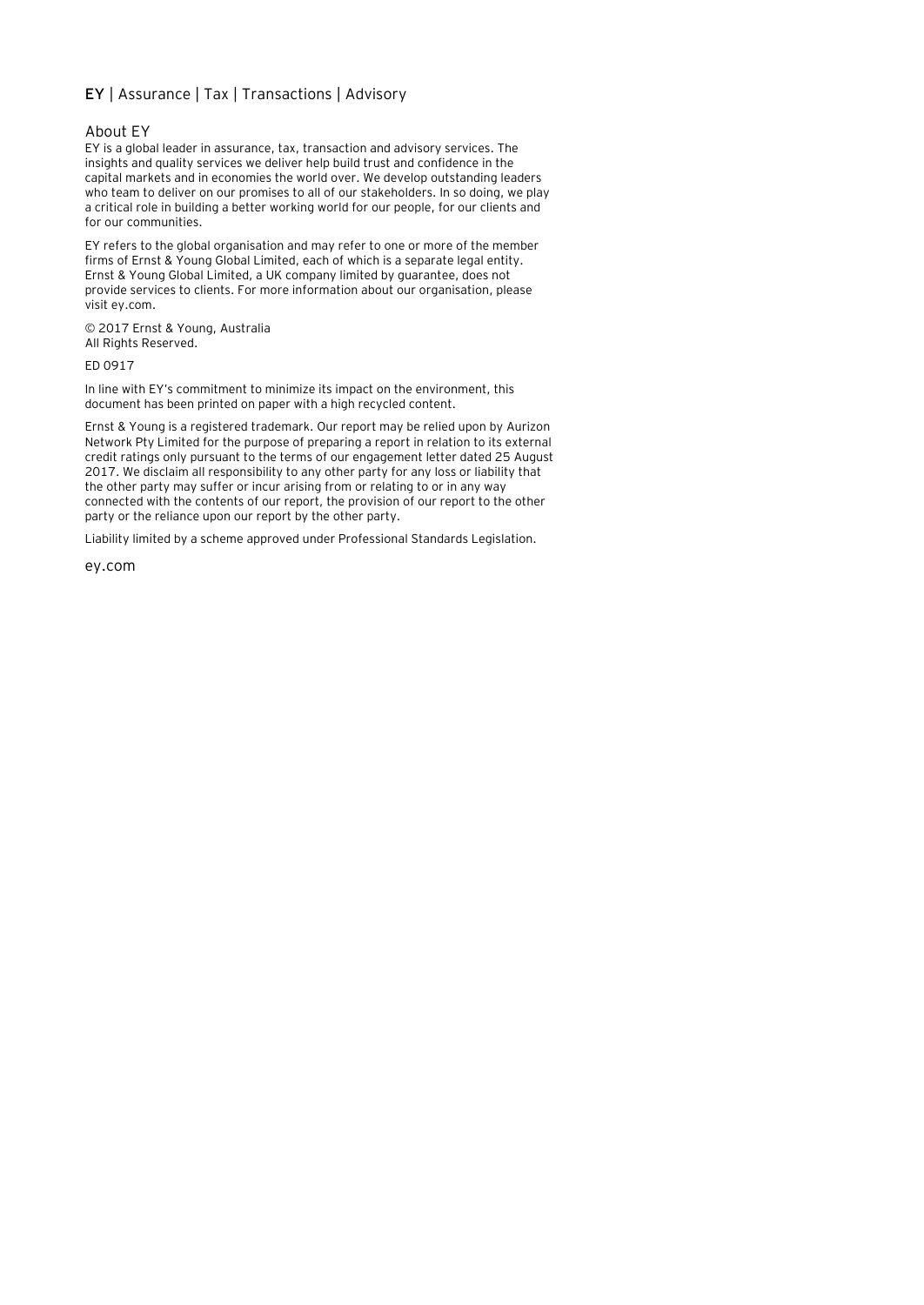**EY** | Assurance | Tax | Transactions | Advisory

## About EY

EY is a global leader in assurance, tax, transaction and advisory services. The insights and quality services we deliver help build trust and confidence in the capital markets and in economies the world over. We develop outstanding leaders who team to deliver on our promises to all of our stakeholders. In so doing, we play a critical role in building a better working world for our people, for our clients and for our communities.

EY refers to the global organisation and may refer to one or more of the member firms of Ernst & Young Global Limited, each of which is a separate legal entity. Ernst & Young Global Limited, a UK company limited by guarantee, does not provide services to clients. For more information about our organisation, please visit ey.com.

© 2017 Ernst & Young, Australia
All Rights Reserved.

ED 0917

In line with EY's commitment to minimize its impact on the environment, this document has been printed on paper with a high recycled content.

Ernst & Young is a registered trademark. Our report may be relied upon by Aurizon Network Pty Limited for the purpose of preparing a report in relation to its external credit ratings only pursuant to the terms of our engagement letter dated 25 August 2017. We disclaim all responsibility to any other party for any loss or liability that the other party may suffer or incur arising from or relating to or in any way connected with the contents of our report, the provision of our report to the other party or the reliance upon our report by the other party.

Liability limited by a scheme approved under Professional Standards Legislation.

ey.com